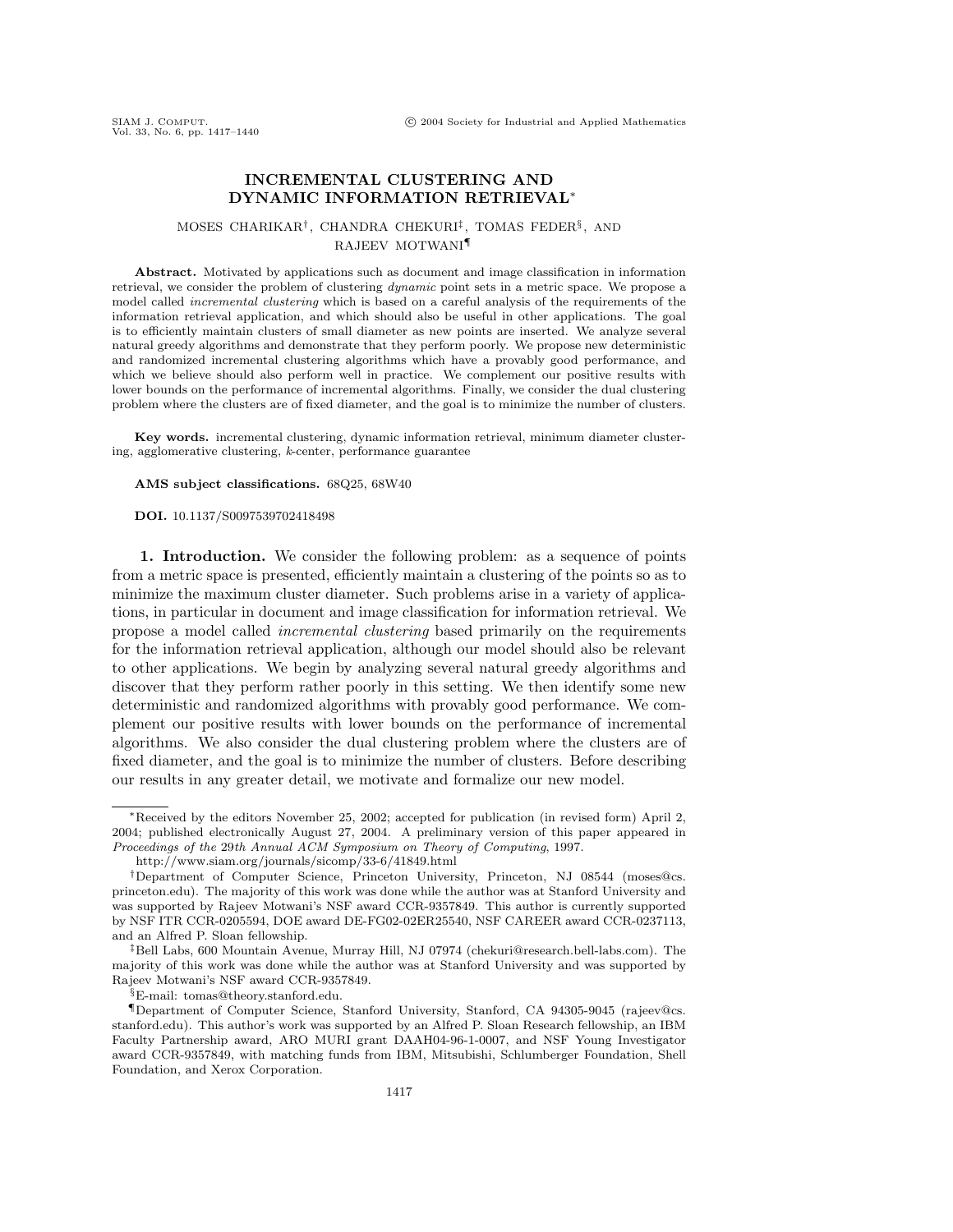# INCREMENTAL CLUSTERING AND DYNAMIC INFORMATION RETRIEVAL*

MOSES CHARIKAR†, CHANDRA CHEKURI‡, TOMAS FEDER§, AND RAJEEV MOTWANI¶

**Abstract.** Motivated by applications such as document and image classification in information retrieval, we consider the problem of clustering *dynamic* point sets in a metric space. We propose a model called *incremental clustering* which is based on a careful analysis of the requirements of the information retrieval application, and which should also be useful in other applications. The goal is to efficiently maintain clusters of small diameter as new points are inserted. We analyze several natural greedy algorithms and demonstrate that they perform poorly. We propose new deterministic and randomized incremental clustering algorithms which have a provably good performance, and which we believe should also perform well in practice. We complement our positive results with lower bounds on the performance of incremental algorithms. Finally, we consider the dual clustering problem where the clusters are of fixed diameter, and the goal is to minimize the number of clusters.

**Key words.** incremental clustering, dynamic information retrieval, minimum diameter clustering, agglomerative clustering, $k$-center, performance guarantee

**AMS subject classifications.** 68Q25, 68W40

**DOI.** 10.1137/S0097539702418498

## 1. Introduction.

We consider the following problem: as a sequence of points from a metric space is presented, efficiently maintain a clustering of the points so as to minimize the maximum cluster diameter. Such problems arise in a variety of applications, in particular in document and image classification for information retrieval. We propose a model called *incremental clustering* based primarily on the requirements for the information retrieval application, although our model should also be relevant to other applications. We begin by analyzing several natural greedy algorithms and discover that they perform rather poorly in this setting. We then identify some new deterministic and randomized algorithms with provably good performance. We complement our positive results with lower bounds on the performance of incremental algorithms. We also consider the dual clustering problem where the clusters are of fixed diameter, and the goal is to minimize the number of clusters. Before describing our results in any greater detail, we motivate and formalize our new model.

---

*Received by the editors November 25, 2002; accepted for publication (in revised form) April 2, 2004; published electronically August 27, 2004. A preliminary version of this paper appeared in *Proceedings of the 29th Annual ACM Symposium on Theory of Computing*, 1997.

http://www.siam.org/journals/sicomp/33-6/41849.html

†Department of Computer Science, Princeton University, Princeton, NJ 08544 (moses@cs.princeton.edu). The majority of this work was done while the author was at Stanford University and was supported by Rajeev Motwani's NSF award CCR-9357849. This author is currently supported by NSF ITR CCR-0205594, DOE award DE-FG02-02ER25540, NSF CAREER award CCR-0237113, and an Alfred P. Sloan fellowship.

‡Bell Labs, 600 Mountain Avenue, Murray Hill, NJ 07974 (chekuri@research.bell-labs.com). The majority of this work was done while the author was at Stanford University and was supported by Rajeev Motwani's NSF award CCR-9357849.

§E-mail: tomas@theory.stanford.edu.

¶Department of Computer Science, Stanford University, Stanford, CA 94305-9045 (rajeev@cs.stanford.edu). This author's work was supported by an Alfred P. Sloan Research fellowship, an IBM Faculty Partnership award, ARO MURI grant DAAH04-96-1-0007, and NSF Young Investigator award CCR-9357849, with matching funds from IBM, Mitsubishi, Schlumberger Foundation, Shell Foundation, and Xerox Corporation.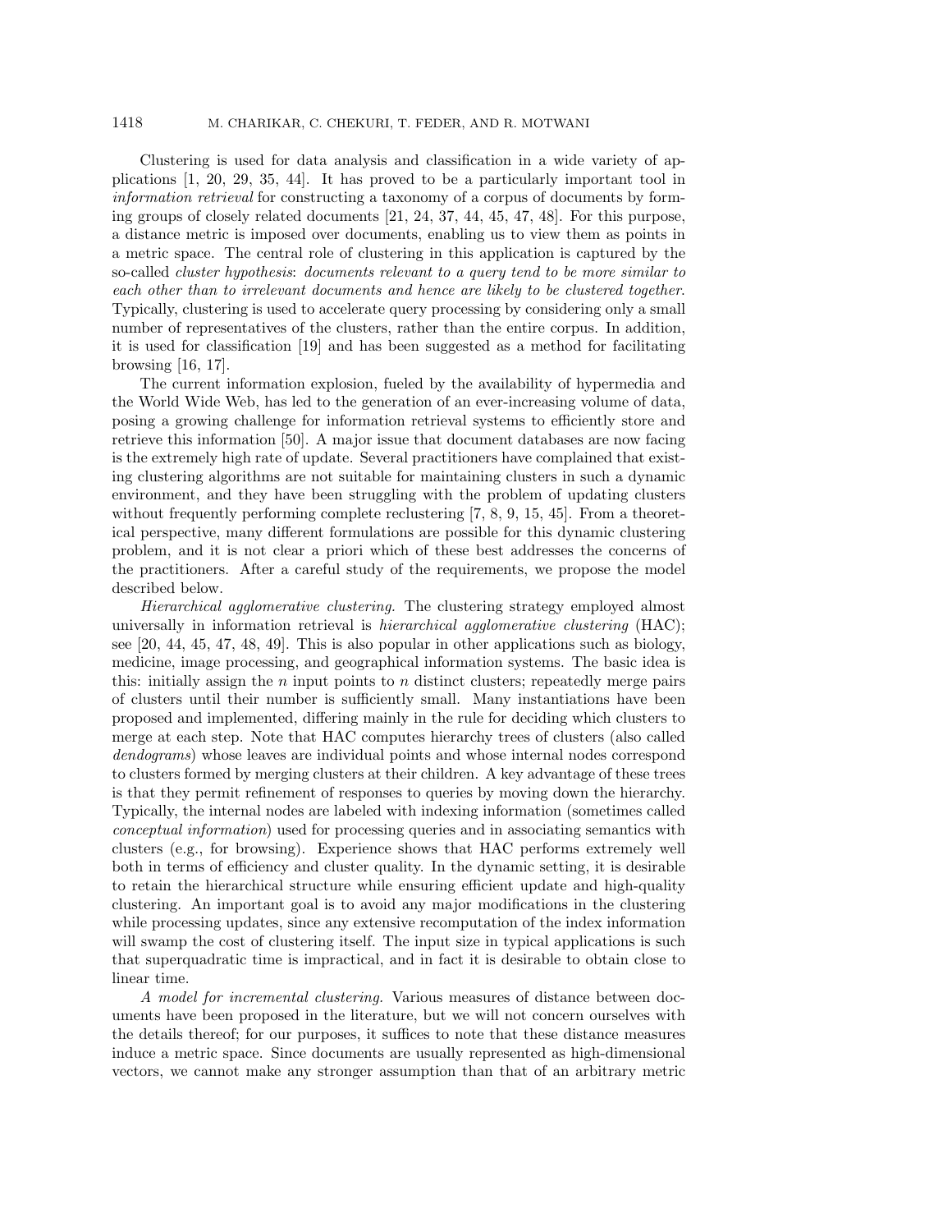Clustering is used for data analysis and classification in a wide variety of applications [1, 20, 29, 35, 44]. It has proved to be a particularly important tool in *information retrieval* for constructing a taxonomy of a corpus of documents by forming groups of closely related documents [21, 24, 37, 44, 45, 47, 48]. For this purpose, a distance metric is imposed over documents, enabling us to view them as points in a metric space. The central role of clustering in this application is captured by the so-called *cluster hypothesis*: *documents relevant to a query tend to be more similar to each other than to irrelevant documents and hence are likely to be clustered together*. Typically, clustering is used to accelerate query processing by considering only a small number of representatives of the clusters, rather than the entire corpus. In addition, it is used for classification [19] and has been suggested as a method for facilitating browsing [16, 17].

The current information explosion, fueled by the availability of hypermedia and the World Wide Web, has led to the generation of an ever-increasing volume of data, posing a growing challenge for information retrieval systems to efficiently store and retrieve this information [50]. A major issue that document databases are now facing is the extremely high rate of update. Several practitioners have complained that existing clustering algorithms are not suitable for maintaining clusters in such a dynamic environment, and they have been struggling with the problem of updating clusters without frequently performing complete reclustering [7, 8, 9, 15, 45]. From a theoretical perspective, many different formulations are possible for this dynamic clustering problem, and it is not clear a priori which of these best addresses the concerns of the practitioners. After a careful study of the requirements, we propose the model described below.

*Hierarchical agglomerative clustering.* The clustering strategy employed almost universally in information retrieval is *hierarchical agglomerative clustering* (HAC); see [20, 44, 45, 47, 48, 49]. This is also popular in other applications such as biology, medicine, image processing, and geographical information systems. The basic idea is this: initially assign the $n$ input points to $n$ distinct clusters; repeatedly merge pairs of clusters until their number is sufficiently small. Many instantiations have been proposed and implemented, differing mainly in the rule for deciding which clusters to merge at each step. Note that HAC computes hierarchy trees of clusters (also called *dendograms*) whose leaves are individual points and whose internal nodes correspond to clusters formed by merging clusters at their children. A key advantage of these trees is that they permit refinement of responses to queries by moving down the hierarchy. Typically, the internal nodes are labeled with indexing information (sometimes called *conceptual information*) used for processing queries and in associating semantics with clusters (e.g., for browsing). Experience shows that HAC performs extremely well both in terms of efficiency and cluster quality. In the dynamic setting, it is desirable to retain the hierarchical structure while ensuring efficient update and high-quality clustering. An important goal is to avoid any major modifications in the clustering while processing updates, since any extensive recomputation of the index information will swamp the cost of clustering itself. The input size in typical applications is such that superquadratic time is impractical, and in fact it is desirable to obtain close to linear time.

*A model for incremental clustering.* Various measures of distance between documents have been proposed in the literature, but we will not concern ourselves with the details thereof; for our purposes, it suffices to note that these distance measures induce a metric space. Since documents are usually represented as high-dimensional vectors, we cannot make any stronger assumption than that of an arbitrary metric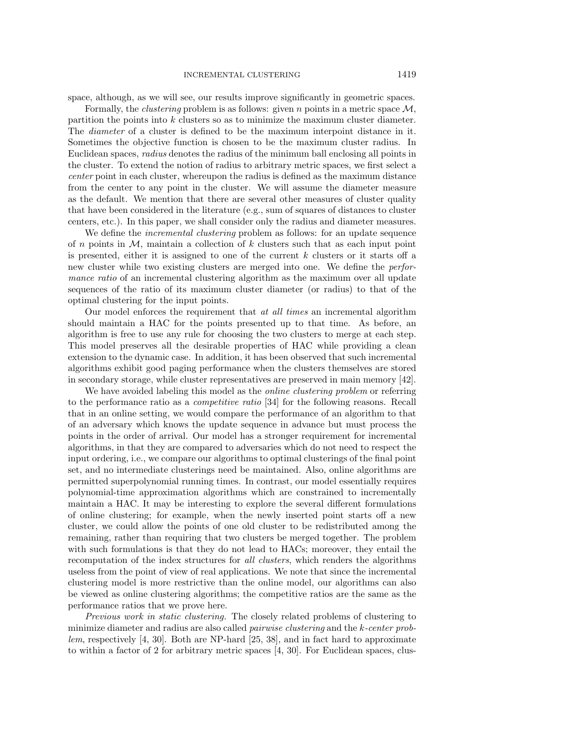space, although, as we will see, our results improve significantly in geometric spaces.

Formally, the *clustering* problem is as follows: given $n$ points in a metric space $\mathcal{M}$, partition the points into $k$ clusters so as to minimize the maximum cluster diameter. The *diameter* of a cluster is defined to be the maximum interpoint distance in it. Sometimes the objective function is chosen to be the maximum cluster radius. In Euclidean spaces, *radius* denotes the radius of the minimum ball enclosing all points in the cluster. To extend the notion of radius to arbitrary metric spaces, we first select a *center* point in each cluster, whereupon the radius is defined as the maximum distance from the center to any point in the cluster. We will assume the diameter measure as the default. We mention that there are several other measures of cluster quality that have been considered in the literature (e.g., sum of squares of distances to cluster centers, etc.). In this paper, we shall consider only the radius and diameter measures.

We define the *incremental clustering* problem as follows: for an update sequence of $n$ points in $\mathcal{M}$, maintain a collection of $k$ clusters such that as each input point is presented, either it is assigned to one of the current $k$ clusters or it starts off a new cluster while two existing clusters are merged into one. We define the *performance ratio* of an incremental clustering algorithm as the maximum over all update sequences of the ratio of its maximum cluster diameter (or radius) to that of the optimal clustering for the input points.

Our model enforces the requirement that *at all times* an incremental algorithm should maintain a HAC for the points presented up to that time. As before, an algorithm is free to use any rule for choosing the two clusters to merge at each step. This model preserves all the desirable properties of HAC while providing a clean extension to the dynamic case. In addition, it has been observed that such incremental algorithms exhibit good paging performance when the clusters themselves are stored in secondary storage, while cluster representatives are preserved in main memory [42].

We have avoided labeling this model as the *online clustering problem* or referring to the performance ratio as a *competitive ratio* [34] for the following reasons. Recall that in an online setting, we would compare the performance of an algorithm to that of an adversary which knows the update sequence in advance but must process the points in the order of arrival. Our model has a stronger requirement for incremental algorithms, in that they are compared to adversaries which do not need to respect the input ordering, i.e., we compare our algorithms to optimal clusterings of the final point set, and no intermediate clusterings need be maintained. Also, online algorithms are permitted superpolynomial running times. In contrast, our model essentially requires polynomial-time approximation algorithms which are constrained to incrementally maintain a HAC. It may be interesting to explore the several different formulations of online clustering; for example, when the newly inserted point starts off a new cluster, we could allow the points of one old cluster to be redistributed among the remaining, rather than requiring that two clusters be merged together. The problem with such formulations is that they do not lead to HACs; moreover, they entail the recomputation of the index structures for *all clusters*, which renders the algorithms useless from the point of view of real applications. We note that since the incremental clustering model is more restrictive than the online model, our algorithms can also be viewed as online clustering algorithms; the competitive ratios are the same as the performance ratios that we prove here.

*Previous work in static clustering.* The closely related problems of clustering to minimize diameter and radius are also called *pairwise clustering* and the *k-center problem*, respectively [4, 30]. Both are NP-hard [25, 38], and in fact hard to approximate to within a factor of 2 for arbitrary metric spaces [4, 30]. For Euclidean spaces, clus-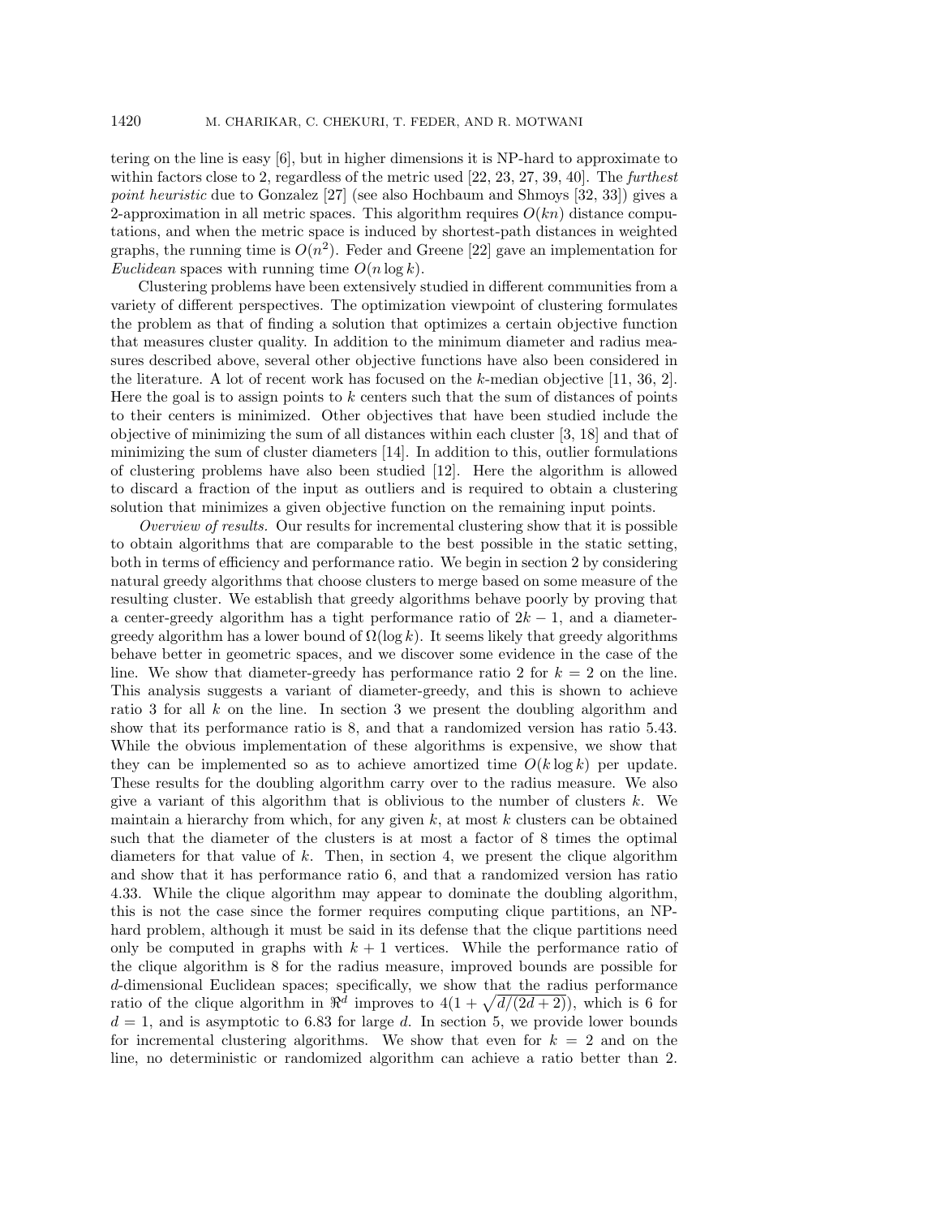tering on the line is easy [6], but in higher dimensions it is NP-hard to approximate to within factors close to 2, regardless of the metric used [22, 23, 27, 39, 40]. The *furthest point heuristic* due to Gonzalez [27] (see also Hochbaum and Shmoys [32, 33]) gives a 2-approximation in all metric spaces. This algorithm requires $O(kn)$ distance computations, and when the metric space is induced by shortest-path distances in weighted graphs, the running time is $O(n^2)$. Feder and Greene [22] gave an implementation for *Euclidean* spaces with running time $O(n \log k)$.

Clustering problems have been extensively studied in different communities from a variety of different perspectives. The optimization viewpoint of clustering formulates the problem as that of finding a solution that optimizes a certain objective function that measures cluster quality. In addition to the minimum diameter and radius measures described above, several other objective functions have also been considered in the literature. A lot of recent work has focused on the $k$-median objective [11, 36, 2]. Here the goal is to assign points to $k$ centers such that the sum of distances of points to their centers is minimized. Other objectives that have been studied include the objective of minimizing the sum of all distances within each cluster [3, 18] and that of minimizing the sum of cluster diameters [14]. In addition to this, outlier formulations of clustering problems have also been studied [12]. Here the algorithm is allowed to discard a fraction of the input as outliers and is required to obtain a clustering solution that minimizes a given objective function on the remaining input points.

*Overview of results.* Our results for incremental clustering show that it is possible to obtain algorithms that are comparable to the best possible in the static setting, both in terms of efficiency and performance ratio. We begin in section 2 by considering natural greedy algorithms that choose clusters to merge based on some measure of the resulting cluster. We establish that greedy algorithms behave poorly by proving that a center-greedy algorithm has a tight performance ratio of $2k - 1$, and a diameter-greedy algorithm has a lower bound of $\Omega(\log k)$. It seems likely that greedy algorithms behave better in geometric spaces, and we discover some evidence in the case of the line. We show that diameter-greedy has performance ratio 2 for $k = 2$ on the line. This analysis suggests a variant of diameter-greedy, and this is shown to achieve ratio 3 for all $k$ on the line. In section 3 we present the doubling algorithm and show that its performance ratio is 8, and that a randomized version has ratio 5.43. While the obvious implementation of these algorithms is expensive, we show that they can be implemented so as to achieve amortized time $O(k \log k)$ per update. These results for the doubling algorithm carry over to the radius measure. We also give a variant of this algorithm that is oblivious to the number of clusters $k$. We maintain a hierarchy from which, for any given $k$, at most $k$ clusters can be obtained such that the diameter of the clusters is at most a factor of 8 times the optimal diameters for that value of $k$. Then, in section 4, we present the clique algorithm and show that it has performance ratio 6, and that a randomized version has ratio 4.33. While the clique algorithm may appear to dominate the doubling algorithm, this is not the case since the former requires computing clique partitions, an NP-hard problem, although it must be said in its defense that the clique partitions need only be computed in graphs with $k + 1$ vertices. While the performance ratio of the clique algorithm is 8 for the radius measure, improved bounds are possible for $d$-dimensional Euclidean spaces; specifically, we show that the radius performance ratio of the clique algorithm in $\Re^d$ improves to $4(1 + \sqrt{d/(2d+2)})$, which is 6 for $d = 1$, and is asymptotic to 6.83 for large $d$. In section 5, we provide lower bounds for incremental clustering algorithms. We show that even for $k = 2$ and on the line, no deterministic or randomized algorithm can achieve a ratio better than 2.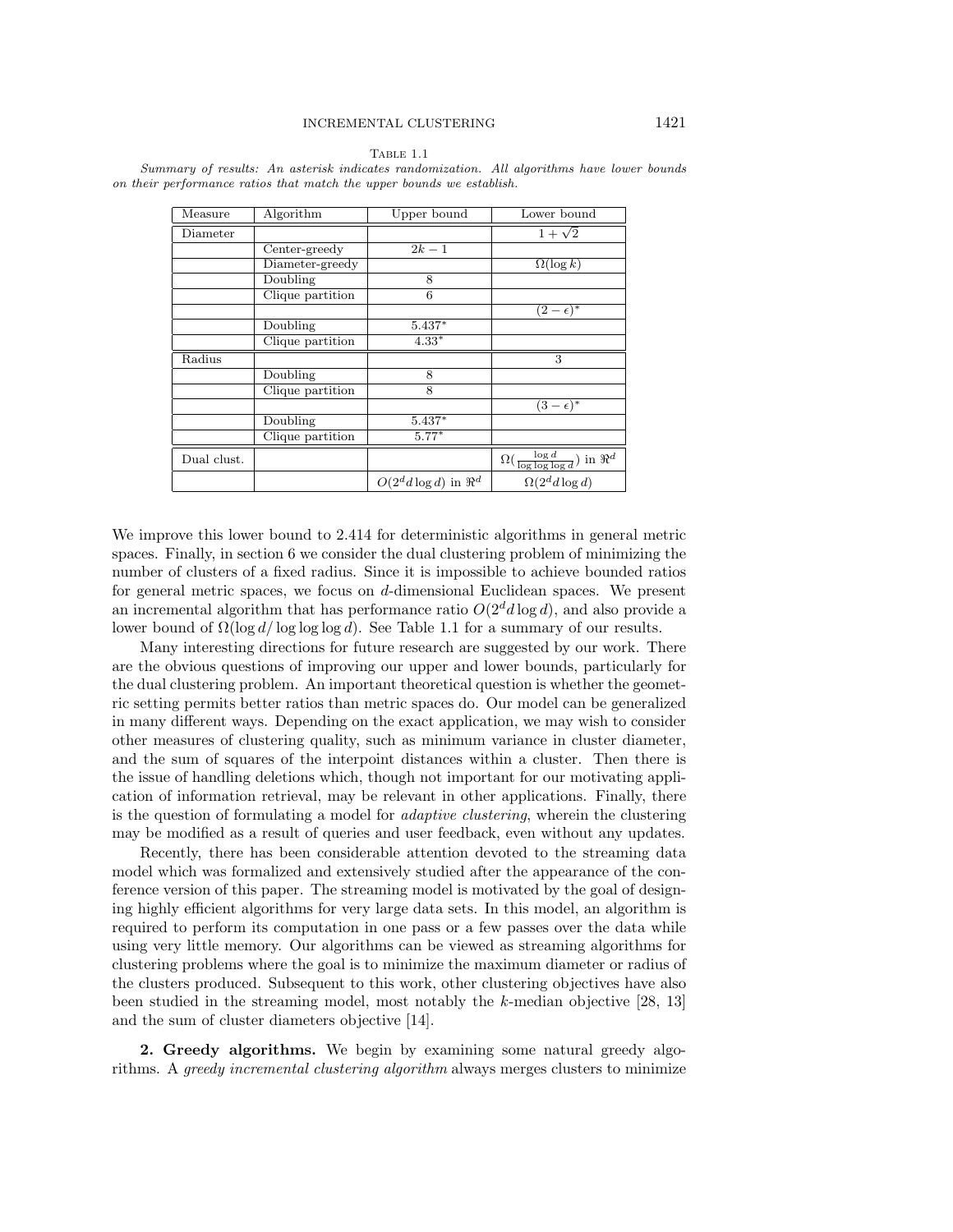Table 1.1

*Summary of results: An asterisk indicates randomization. All algorithms have lower bounds on their performance ratios that match the upper bounds we establish.*

| Measure | Algorithm | Upper bound | Lower bound |
|---|---|---|---|
| Diameter | | | $1+\sqrt{2}$ |
| | Center-greedy | $2k-1$ | |
| | Diameter-greedy | | $\Omega(\log k)$ |
| | Doubling | 8 | |
| | Clique partition | 6 | |
| | | | $(2-\epsilon)^*$ |
| | Doubling | $5.437^*$ | |
| | Clique partition | $4.33^*$ | |
| Radius | | | 3 |
| | Doubling | 8 | |
| | Clique partition | 8 | |
| | | | $(3-\epsilon)^*$ |
| | Doubling | $5.437^*$ | |
| | Clique partition | $5.77^*$ | |
| Dual clust. | | | $\Omega(\frac{\log d}{\log\log\log d})$ in $\Re^d$ |
| | | $O(2^d d \log d)$ in $\Re^d$ | $\Omega(2^d d \log d)$ |

We improve this lower bound to 2.414 for deterministic algorithms in general metric spaces. Finally, in section 6 we consider the dual clustering problem of minimizing the number of clusters of a fixed radius. Since it is impossible to achieve bounded ratios for general metric spaces, we focus on $d$-dimensional Euclidean spaces. We present an incremental algorithm that has performance ratio $O(2^d d \log d)$, and also provide a lower bound of $\Omega(\log d/\log\log\log d)$. See Table 1.1 for a summary of our results.

Many interesting directions for future research are suggested by our work. There are the obvious questions of improving our upper and lower bounds, particularly for the dual clustering problem. An important theoretical question is whether the geometric setting permits better ratios than metric spaces do. Our model can be generalized in many different ways. Depending on the exact application, we may wish to consider other measures of clustering quality, such as minimum variance in cluster diameter, and the sum of squares of the interpoint distances within a cluster. Then there is the issue of handling deletions which, though not important for our motivating application of information retrieval, may be relevant in other applications. Finally, there is the question of formulating a model for *adaptive clustering*, wherein the clustering may be modified as a result of queries and user feedback, even without any updates.

Recently, there has been considerable attention devoted to the streaming data model which was formalized and extensively studied after the appearance of the conference version of this paper. The streaming model is motivated by the goal of designing highly efficient algorithms for very large data sets. In this model, an algorithm is required to perform its computation in one pass or a few passes over the data while using very little memory. Our algorithms can be viewed as streaming algorithms for clustering problems where the goal is to minimize the maximum diameter or radius of the clusters produced. Subsequent to this work, other clustering objectives have also been studied in the streaming model, most notably the $k$-median objective [28, 13] and the sum of cluster diameters objective [14].

## 2. Greedy algorithms.

We begin by examining some natural greedy algorithms. A *greedy incremental clustering algorithm* always merges clusters to minimize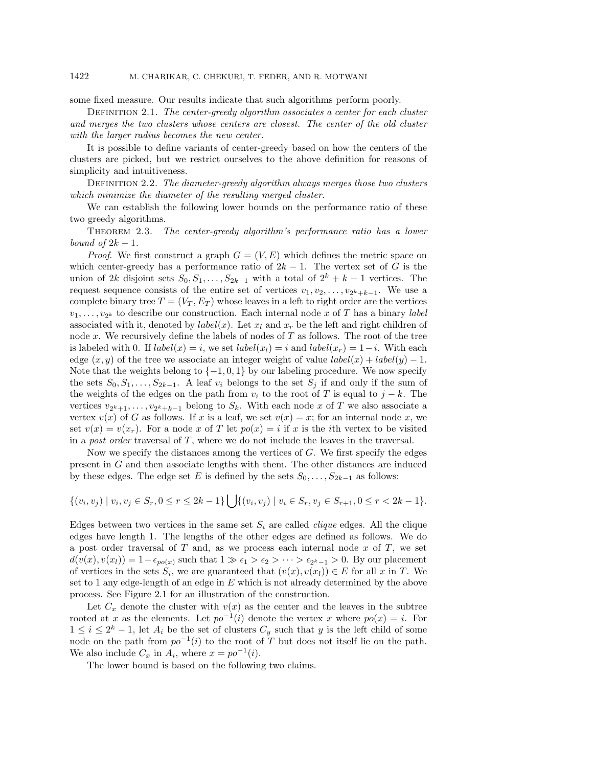some fixed measure. Our results indicate that such algorithms perform poorly.

Definition 2.1. *The center-greedy algorithm associates a center for each cluster and merges the two clusters whose centers are closest. The center of the old cluster with the larger radius becomes the new center.*

It is possible to define variants of center-greedy based on how the centers of the clusters are picked, but we restrict ourselves to the above definition for reasons of simplicity and intuitiveness.

Definition 2.2. *The diameter-greedy algorithm always merges those two clusters which minimize the diameter of the resulting merged cluster.*

We can establish the following lower bounds on the performance ratio of these two greedy algorithms.

Theorem 2.3. *The center-greedy algorithm's performance ratio has a lower bound of $2k - 1$.*

*Proof.* We first construct a graph $G = (V, E)$ which defines the metric space on which center-greedy has a performance ratio of $2k - 1$. The vertex set of $G$ is the union of $2k$ disjoint sets $S_0, S_1, \ldots, S_{2k-1}$ with a total of $2^k + k - 1$ vertices. The request sequence consists of the entire set of vertices $v_1, v_2, \ldots, v_{2^k+k-1}$. We use a complete binary tree $T = (V_T, E_T)$ whose leaves in a left to right order are the vertices $v_1, \ldots, v_{2^k}$ to describe our construction. Each internal node $x$ of $T$ has a binary *label* associated with it, denoted by $label(x)$. Let $x_l$ and $x_r$ be the left and right children of node $x$. We recursively define the labels of nodes of $T$ as follows. The root of the tree is labeled with 0. If $label(x) = i$, we set $label(x_l) = i$ and $label(x_r) = 1 - i$. With each edge $(x, y)$ of the tree we associate an integer weight of value $label(x) + label(y) - 1$. Note that the weights belong to $\{-1, 0, 1\}$ by our labeling procedure. We now specify the sets $S_0, S_1, \ldots, S_{2k-1}$. A leaf $v_i$ belongs to the set $S_j$ if and only if the sum of the weights of the edges on the path from $v_i$ to the root of $T$ is equal to $j - k$. The vertices $v_{2^k+1}, \ldots, v_{2^k+k-1}$ belong to $S_k$. With each node $x$ of $T$ we also associate a vertex $v(x)$ of $G$ as follows. If $x$ is a leaf, we set $v(x) = x$; for an internal node $x$, we set $v(x) = v(x_r)$. For a node $x$ of $T$ let $po(x) = i$ if $x$ is the $i$th vertex to be visited in a *post order* traversal of $T$, where we do not include the leaves in the traversal.

Now we specify the distances among the vertices of $G$. We first specify the edges present in $G$ and then associate lengths with them. The other distances are induced by these edges. The edge set $E$ is defined by the sets $S_0, \ldots, S_{2k-1}$ as follows:

$$\{(v_i, v_j) \mid v_i, v_j \in S_r, 0 \leq r \leq 2k-1\} \bigcup \{(v_i, v_j) \mid v_i \in S_r, v_j \in S_{r+1}, 0 \leq r < 2k-1\}.$$

Edges between two vertices in the same set $S_i$ are called *clique* edges. All the clique edges have length 1. The lengths of the other edges are defined as follows. We do a post order traversal of $T$ and, as we process each internal node $x$ of $T$, we set $d(v(x), v(x_l)) = 1 - \epsilon_{po(x)}$ such that $1 \gg \epsilon_1 > \epsilon_2 > \cdots > \epsilon_{2^k-1} > 0$. By our placement of vertices in the sets $S_i$, we are guaranteed that $(v(x), v(x_l)) \in E$ for all $x$ in $T$. We set to 1 any edge-length of an edge in $E$ which is not already determined by the above process. See Figure 2.1 for an illustration of the construction.

Let $C_x$ denote the cluster with $v(x)$ as the center and the leaves in the subtree rooted at $x$ as the elements. Let $po^{-1}(i)$ denote the vertex $x$ where $po(x) = i$. For $1 \leq i \leq 2^k - 1$, let $A_i$ be the set of clusters $C_y$ such that $y$ is the left child of some node on the path from $po^{-1}(i)$ to the root of $T$ but does not itself lie on the path. We also include $C_x$ in $A_i$, where $x = po^{-1}(i)$.

The lower bound is based on the following two claims.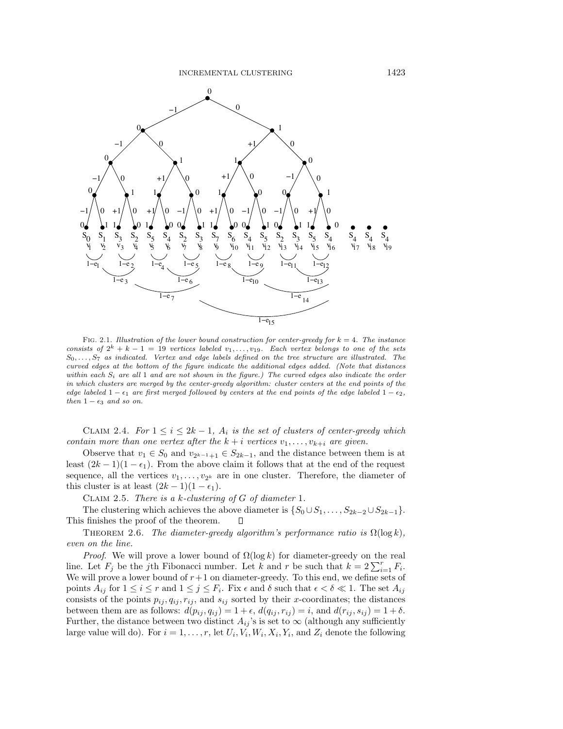0

−1

0

0

1

−1

0

+1

0

0

1

1

0

−1

0

+1

0

+1

0

−1

0

0

1

1

0

1

0

0

1

−1

0

+1

0

+1

0

−1

0

+1

0

−1

0

−1

0

+1

0

0

1

1

0

1

0

0

1

1

0

0

1

0

1

1

0

0

$S_0$ $S_1$ $S_3$ $S_2$ $S_5$ $S_4$ $S_2$ $S_3$ $S_7$ $S_6$ $S_4$ $S_5$ $S_2$ $S_3$ $S_5$ $S_4$ $S_4$ $S_4$ $S_4$

$v_1$ $v_2$ $v_3$ $v_4$ $v_5$ $v_6$ $v_7$ $v_8$ $v_9$ $v_{10}$ $v_{11}$ $v_{12}$ $v_{13}$ $v_{14}$ $v_{15}$ $v_{16}$ $v_{17}$ $v_{18}$ $v_{19}$

$1-e_1$ $1-e_2$ $1-e_4$ $1-e_5$ $1-e_8$ $1-e_9$ $1-e_{11}$ $1-e_{12}$

$1-e_3$ $1-e_6$ $1-e_{10}$ $1-e_{13}$

$1-e_7$ $1-e_{14}$

$1-e_{15}$

Fig. 2.1. *Illustration of the lower bound construction for center-greedy for $k = 4$. The instance consists of $2^k + k - 1 = 19$ vertices labeled $v_1, \ldots, v_{19}$. Each vertex belongs to one of the sets $S_0, \ldots, S_7$ as indicated. Vertex and edge labels defined on the tree structure are illustrated. The curved edges at the bottom of the figure indicate the additional edges added. (Note that distances within each $S_i$ are all 1 and are not shown in the figure.) The curved edges also indicate the order in which clusters are merged by the center-greedy algorithm: cluster centers at the end points of the edge labeled $1 - \epsilon_1$ are first merged followed by centers at the end points of the edge labeled $1 - \epsilon_2$, then $1 - \epsilon_3$ and so on.*

Claim 2.4. *For $1 \le i \le 2k - 1$, $A_i$ is the set of clusters of center-greedy which contain more than one vertex after the $k + i$ vertices $v_1, \ldots, v_{k+i}$ are given.*

Observe that $v_1 \in S_0$ and $v_{2^{k-1}+1} \in S_{2k-1}$, and the distance between them is at least $(2k - 1)(1 - \epsilon_1)$. From the above claim it follows that at the end of the request sequence, all the vertices $v_1, \ldots, v_{2^k}$ are in one cluster. Therefore, the diameter of this cluster is at least $(2k - 1)(1 - \epsilon_1)$.

Claim 2.5. *There is a $k$-clustering of $G$ of diameter 1.*

The clustering which achieves the above diameter is $\{S_0 \cup S_1, \ldots, S_{2k-2} \cup S_{2k-1}\}$. This finishes the proof of the theorem. $\square$

Theorem 2.6. *The diameter-greedy algorithm's performance ratio is $\Omega(\log k)$, even on the line.*

*Proof.* We will prove a lower bound of $\Omega(\log k)$ for diameter-greedy on the real line. Let $F_j$ be the $j$th Fibonacci number. Let $k$ and $r$ be such that $k = 2 \sum_{i=1}^{r} F_i$. We will prove a lower bound of $r + 1$ on diameter-greedy. To this end, we define sets of points $A_{ij}$ for $1 \le i \le r$ and $1 \le j \le F_i$. Fix $\epsilon$ and $\delta$ such that $\epsilon < \delta \ll 1$. The set $A_{ij}$ consists of the points $p_{ij}, q_{ij}, r_{ij}$, and $s_{ij}$ sorted by their $x$-coordinates; the distances between them are as follows: $d(p_{ij}, q_{ij}) = 1 + \epsilon$, $d(q_{ij}, r_{ij}) = i$, and $d(r_{ij}, s_{ij}) = 1 + \delta$. Further, the distance between two distinct $A_{ij}$'s is set to $\infty$ (although any sufficiently large value will do). For $i = 1, \ldots, r$, let $U_i, V_i, W_i, X_i, Y_i$, and $Z_i$ denote the following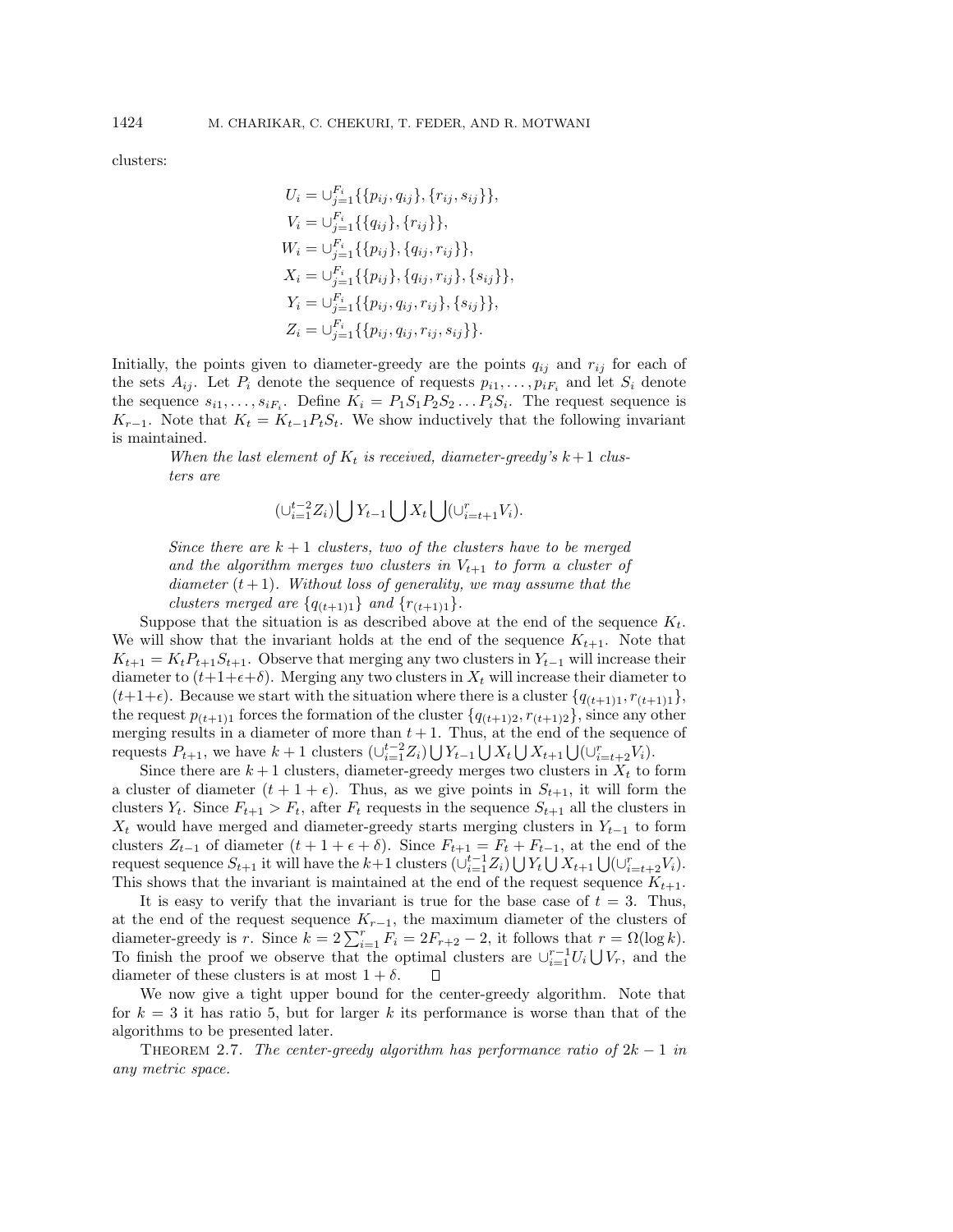clusters:

$$
\begin{aligned}
U_i &= \cup_{j=1}^{F_i}\{\{p_{ij}, q_{ij}\}, \{r_{ij}, s_{ij}\}\},\\
V_i &= \cup_{j=1}^{F_i}\{\{q_{ij}\}, \{r_{ij}\}\},\\
W_i &= \cup_{j=1}^{F_i}\{\{p_{ij}\}, \{q_{ij}, r_{ij}\}\},\\
X_i &= \cup_{j=1}^{F_i}\{\{p_{ij}\}, \{q_{ij}, r_{ij}\}, \{s_{ij}\}\},\\
Y_i &= \cup_{j=1}^{F_i}\{\{p_{ij}, q_{ij}, r_{ij}\}, \{s_{ij}\}\},\\
Z_i &= \cup_{j=1}^{F_i}\{\{p_{ij}, q_{ij}, r_{ij}, s_{ij}\}\}.
\end{aligned}
$$

Initially, the points given to diameter-greedy are the points $q_{ij}$ and $r_{ij}$ for each of the sets $A_{ij}$. Let $P_i$ denote the sequence of requests $p_{i1}, \ldots, p_{iF_i}$ and let $S_i$ denote the sequence $s_{i1}, \ldots, s_{iF_i}$. Define $K_i = P_1S_1P_2S_2\ldots P_iS_i$. The request sequence is $K_{r-1}$. Note that $K_t = K_{t-1}P_tS_t$. We show inductively that the following invariant is maintained.

> *When the last element of $K_t$ is received, diameter-greedy's $k+1$ clusters are*
>
> $$(\cup_{i=1}^{t-2}Z_i)\bigcup Y_{t-1}\bigcup X_t\bigcup(\cup_{i=t+1}^{r}V_i).$$
>
> *Since there are $k+1$ clusters, two of the clusters have to be merged and the algorithm merges two clusters in $V_{t+1}$ to form a cluster of diameter $(t+1)$. Without loss of generality, we may assume that the clusters merged are $\{q_{(t+1)1}\}$ and $\{r_{(t+1)1}\}$.*

Suppose that the situation is as described above at the end of the sequence $K_t$. We will show that the invariant holds at the end of the sequence $K_{t+1}$. Note that $K_{t+1} = K_tP_{t+1}S_{t+1}$. Observe that merging any two clusters in $Y_{t-1}$ will increase their diameter to $(t+1+\epsilon+\delta)$. Merging any two clusters in $X_t$ will increase their diameter to $(t+1+\epsilon)$. Because we start with the situation where there is a cluster $\{q_{(t+1)1}, r_{(t+1)1}\}$, the request $p_{(t+1)1}$ forces the formation of the cluster $\{q_{(t+1)2}, r_{(t+1)2}\}$, since any other merging results in a diameter of more than $t+1$. Thus, at the end of the sequence of requests $P_{t+1}$, we have $k+1$ clusters $(\cup_{i=1}^{t-2}Z_i)\bigcup Y_{t-1}\bigcup X_t\bigcup X_{t+1}\bigcup(\cup_{i=t+2}^{r}V_i)$.

Since there are $k+1$ clusters, diameter-greedy merges two clusters in $X_t$ to form a cluster of diameter $(t+1+\epsilon)$. Thus, as we give points in $S_{t+1}$, it will form the clusters $Y_t$. Since $F_{t+1} > F_t$, after $F_t$ requests in the sequence $S_{t+1}$ all the clusters in $X_t$ would have merged and diameter-greedy starts merging clusters in $Y_{t-1}$ to form clusters $Z_{t-1}$ of diameter $(t+1+\epsilon+\delta)$. Since $F_{t+1} = F_t + F_{t-1}$, at the end of the request sequence $S_{t+1}$ it will have the $k+1$ clusters $(\cup_{i=1}^{t-1}Z_i)\bigcup Y_t\bigcup X_{t+1}\bigcup(\cup_{i=t+2}^{r}V_i)$. This shows that the invariant is maintained at the end of the request sequence $K_{t+1}$.

It is easy to verify that the invariant is true for the base case of $t = 3$. Thus, at the end of the request sequence $K_{r-1}$, the maximum diameter of the clusters of diameter-greedy is $r$. Since $k = 2\sum_{i=1}^{r}F_i = 2F_{r+2} - 2$, it follows that $r = \Omega(\log k)$. To finish the proof we observe that the optimal clusters are $\cup_{i=1}^{r-1}U_i\bigcup V_r$, and the diameter of these clusters is at most $1+\delta$. $\square$

We now give a tight upper bound for the center-greedy algorithm. Note that for $k = 3$ it has ratio 5, but for larger $k$ its performance is worse than that of the algorithms to be presented later.

Theorem 2.7. *The center-greedy algorithm has performance ratio of $2k-1$ in any metric space.*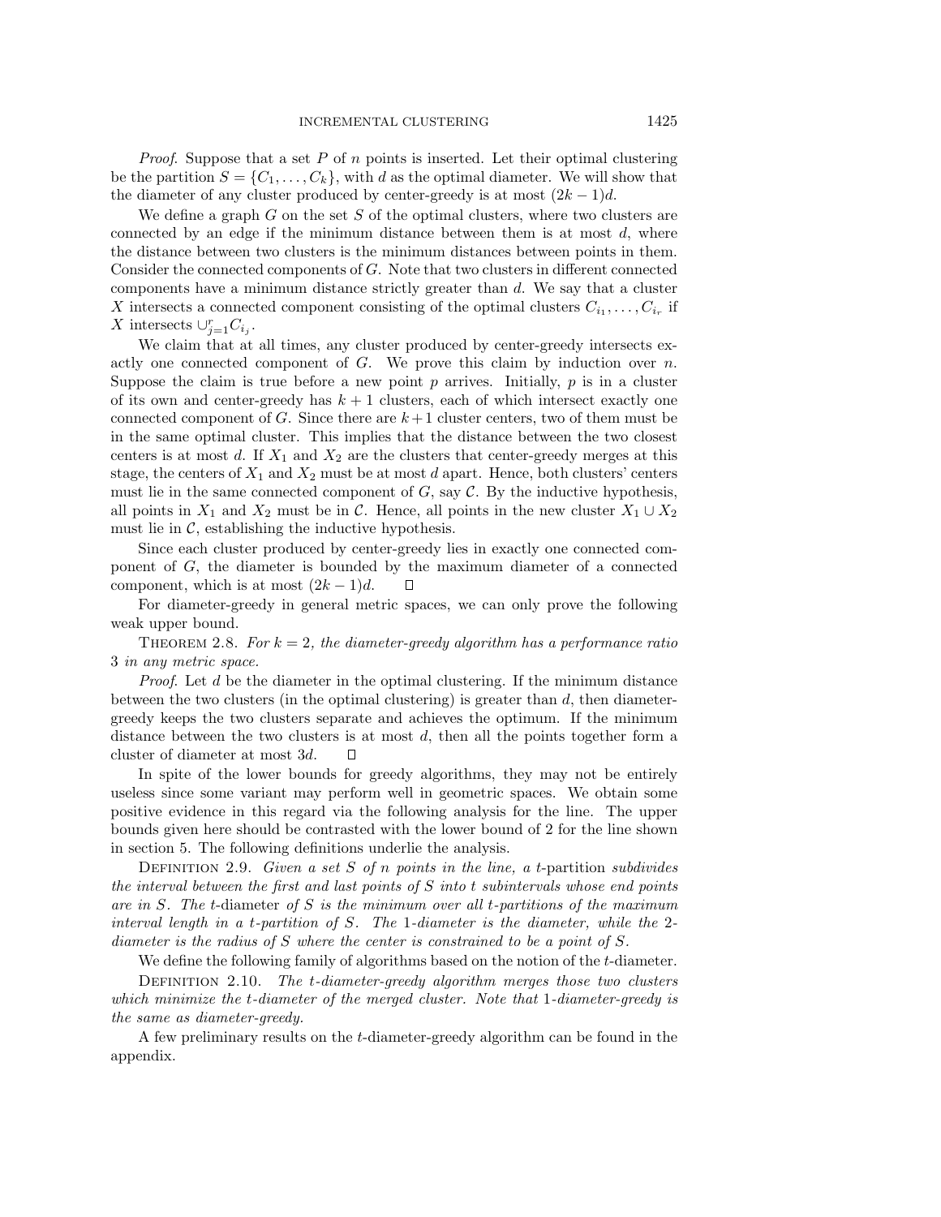*Proof*. Suppose that a set $P$ of $n$ points is inserted. Let their optimal clustering be the partition $S = \{C_1, \ldots, C_k\}$, with $d$ as the optimal diameter. We will show that the diameter of any cluster produced by center-greedy is at most $(2k-1)d$.

We define a graph $G$ on the set $S$ of the optimal clusters, where two clusters are connected by an edge if the minimum distance between them is at most $d$, where the distance between two clusters is the minimum distances between points in them. Consider the connected components of $G$. Note that two clusters in different connected components have a minimum distance strictly greater than $d$. We say that a cluster $X$ intersects a connected component consisting of the optimal clusters $C_{i_1}, \ldots, C_{i_r}$ if $X$ intersects $\cup_{j=1}^{r} C_{i_j}$.

We claim that at all times, any cluster produced by center-greedy intersects exactly one connected component of $G$. We prove this claim by induction over $n$. Suppose the claim is true before a new point $p$ arrives. Initially, $p$ is in a cluster of its own and center-greedy has $k+1$ clusters, each of which intersect exactly one connected component of $G$. Since there are $k+1$ cluster centers, two of them must be in the same optimal cluster. This implies that the distance between the two closest centers is at most $d$. If $X_1$ and $X_2$ are the clusters that center-greedy merges at this stage, the centers of $X_1$ and $X_2$ must be at most $d$ apart. Hence, both clusters' centers must lie in the same connected component of $G$, say $\mathcal{C}$. By the inductive hypothesis, all points in $X_1$ and $X_2$ must be in $\mathcal{C}$. Hence, all points in the new cluster $X_1 \cup X_2$ must lie in $\mathcal{C}$, establishing the inductive hypothesis.

Since each cluster produced by center-greedy lies in exactly one connected component of $G$, the diameter is bounded by the maximum diameter of a connected component, which is at most $(2k-1)d$. □

For diameter-greedy in general metric spaces, we can only prove the following weak upper bound.

THEOREM 2.8. *For $k = 2$, the diameter-greedy algorithm has a performance ratio 3 in any metric space.*

*Proof*. Let $d$ be the diameter in the optimal clustering. If the minimum distance between the two clusters (in the optimal clustering) is greater than $d$, then diameter-greedy keeps the two clusters separate and achieves the optimum. If the minimum distance between the two clusters is at most $d$, then all the points together form a cluster of diameter at most $3d$. □

In spite of the lower bounds for greedy algorithms, they may not be entirely useless since some variant may perform well in geometric spaces. We obtain some positive evidence in this regard via the following analysis for the line. The upper bounds given here should be contrasted with the lower bound of 2 for the line shown in section 5. The following definitions underlie the analysis.

DEFINITION 2.9. *Given a set $S$ of $n$ points in the line, a* $t$-partition *subdivides the interval between the first and last points of $S$ into $t$ subintervals whose end points are in $S$. The* $t$-diameter *of $S$ is the minimum over all $t$-partitions of the maximum interval length in a $t$-partition of $S$. The 1-diameter is the diameter, while the 2-diameter is the radius of $S$ where the center is constrained to be a point of $S$.*

We define the following family of algorithms based on the notion of the $t$-diameter.

DEFINITION 2.10. *The $t$-diameter-greedy algorithm merges those two clusters which minimize the $t$-diameter of the merged cluster. Note that 1-diameter-greedy is the same as diameter-greedy.*

A few preliminary results on the $t$-diameter-greedy algorithm can be found in the appendix.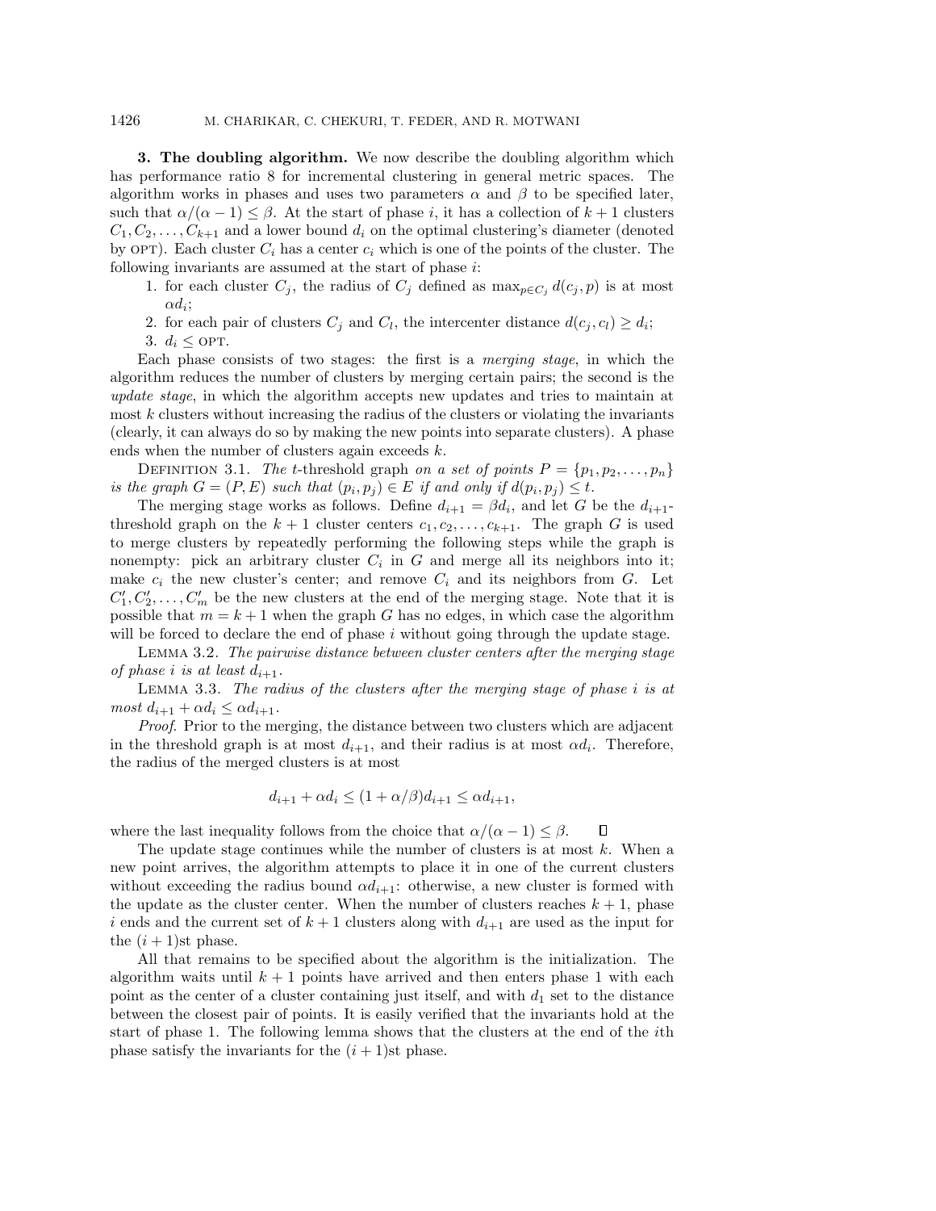**3. The doubling algorithm.** We now describe the doubling algorithm which has performance ratio 8 for incremental clustering in general metric spaces. The algorithm works in phases and uses two parameters $\alpha$ and $\beta$ to be specified later, such that $\alpha/(\alpha - 1) \leq \beta$. At the start of phase $i$, it has a collection of $k+1$ clusters $C_1, C_2, \ldots, C_{k+1}$ and a lower bound $d_i$ on the optimal clustering's diameter (denoted by OPT). Each cluster $C_i$ has a center $c_i$ which is one of the points of the cluster. The following invariants are assumed at the start of phase $i$:

1. for each cluster $C_j$, the radius of $C_j$ defined as $\max_{p \in C_j} d(c_j, p)$ is at most $\alpha d_i$;
2. for each pair of clusters $C_j$ and $C_l$, the intercenter distance $d(c_j, c_l) \geq d_i$;
3. $d_i \leq$ OPT.

Each phase consists of two stages: the first is a *merging stage*, in which the algorithm reduces the number of clusters by merging certain pairs; the second is the *update stage*, in which the algorithm accepts new updates and tries to maintain at most $k$ clusters without increasing the radius of the clusters or violating the invariants (clearly, it can always do so by making the new points into separate clusters). A phase ends when the number of clusters again exceeds $k$.

Definition 3.1. *The $t$-threshold graph on a set of points $P = \{p_1, p_2, \ldots, p_n\}$ is the graph $G = (P, E)$ such that $(p_i, p_j) \in E$ if and only if $d(p_i, p_j) \leq t$.*

The merging stage works as follows. Define $d_{i+1} = \beta d_i$, and let $G$ be the $d_{i+1}$-threshold graph on the $k+1$ cluster centers $c_1, c_2, \ldots, c_{k+1}$. The graph $G$ is used to merge clusters by repeatedly performing the following steps while the graph is nonempty: pick an arbitrary cluster $C_i$ in $G$ and merge all its neighbors into it; make $c_i$ the new cluster's center; and remove $C_i$ and its neighbors from $G$. Let $C'_1, C'_2, \ldots, C'_m$ be the new clusters at the end of the merging stage. Note that it is possible that $m = k+1$ when the graph $G$ has no edges, in which case the algorithm will be forced to declare the end of phase $i$ without going through the update stage.

Lemma 3.2. *The pairwise distance between cluster centers after the merging stage of phase $i$ is at least $d_{i+1}$.*

Lemma 3.3. *The radius of the clusters after the merging stage of phase $i$ is at most $d_{i+1} + \alpha d_i \leq \alpha d_{i+1}$.*

*Proof*. Prior to the merging, the distance between two clusters which are adjacent in the threshold graph is at most $d_{i+1}$, and their radius is at most $\alpha d_i$. Therefore, the radius of the merged clusters is at most

$$d_{i+1} + \alpha d_i \leq (1 + \alpha/\beta) d_{i+1} \leq \alpha d_{i+1},$$

where the last inequality follows from the choice that $\alpha/(\alpha - 1) \leq \beta$. ◻

The update stage continues while the number of clusters is at most $k$. When a new point arrives, the algorithm attempts to place it in one of the current clusters without exceeding the radius bound $\alpha d_{i+1}$: otherwise, a new cluster is formed with the update as the cluster center. When the number of clusters reaches $k+1$, phase $i$ ends and the current set of $k+1$ clusters along with $d_{i+1}$ are used as the input for the $(i+1)$st phase.

All that remains to be specified about the algorithm is the initialization. The algorithm waits until $k+1$ points have arrived and then enters phase 1 with each point as the center of a cluster containing just itself, and with $d_1$ set to the distance between the closest pair of points. It is easily verified that the invariants hold at the start of phase 1. The following lemma shows that the clusters at the end of the $i$th phase satisfy the invariants for the $(i+1)$st phase.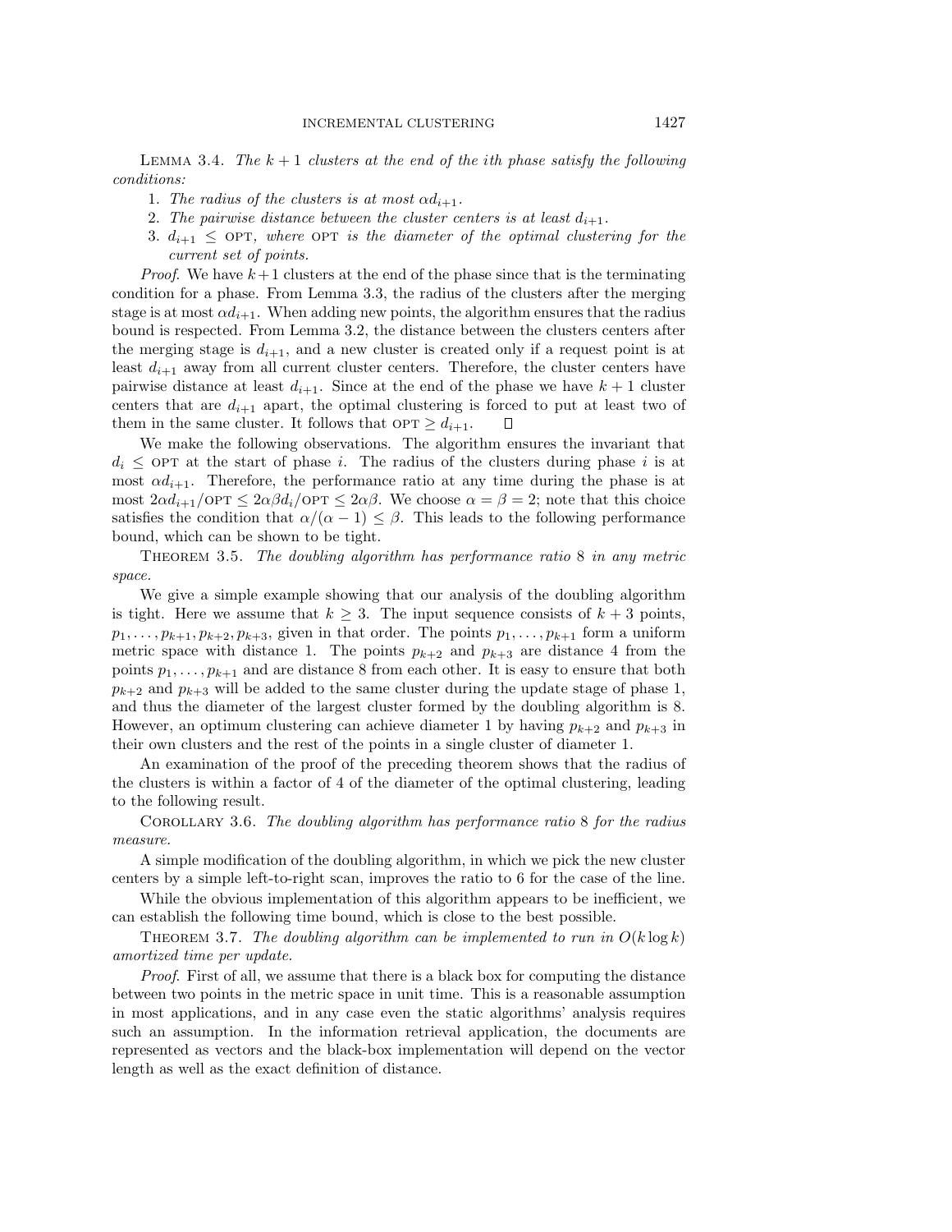LEMMA 3.4. *The $k+1$ clusters at the end of the $i$th phase satisfy the following conditions:*

1. *The radius of the clusters is at most $\alpha d_{i+1}$.*
2. *The pairwise distance between the cluster centers is at least $d_{i+1}$.*
3. *$d_{i+1} \leq$ OPT, where OPT is the diameter of the optimal clustering for the current set of points.*

*Proof*. We have $k+1$ clusters at the end of the phase since that is the terminating condition for a phase. From Lemma 3.3, the radius of the clusters after the merging stage is at most $\alpha d_{i+1}$. When adding new points, the algorithm ensures that the radius bound is respected. From Lemma 3.2, the distance between the clusters centers after the merging stage is $d_{i+1}$, and a new cluster is created only if a request point is at least $d_{i+1}$ away from all current cluster centers. Therefore, the cluster centers have pairwise distance at least $d_{i+1}$. Since at the end of the phase we have $k+1$ cluster centers that are $d_{i+1}$ apart, the optimal clustering is forced to put at least two of them in the same cluster. It follows that OPT $\geq d_{i+1}$. □

We make the following observations. The algorithm ensures the invariant that $d_i \leq$ OPT at the start of phase $i$. The radius of the clusters during phase $i$ is at most $\alpha d_{i+1}$. Therefore, the performance ratio at any time during the phase is at most $2\alpha d_{i+1}/\text{OPT} \leq 2\alpha\beta d_i/\text{OPT} \leq 2\alpha\beta$. We choose $\alpha = \beta = 2$; note that this choice satisfies the condition that $\alpha/(\alpha-1) \leq \beta$. This leads to the following performance bound, which can be shown to be tight.

THEOREM 3.5. *The doubling algorithm has performance ratio* 8 *in any metric space.*

We give a simple example showing that our analysis of the doubling algorithm is tight. Here we assume that $k \geq 3$. The input sequence consists of $k+3$ points, $p_1, \ldots, p_{k+1}, p_{k+2}, p_{k+3}$, given in that order. The points $p_1, \ldots, p_{k+1}$ form a uniform metric space with distance 1. The points $p_{k+2}$ and $p_{k+3}$ are distance 4 from the points $p_1, \ldots, p_{k+1}$ and are distance 8 from each other. It is easy to ensure that both $p_{k+2}$ and $p_{k+3}$ will be added to the same cluster during the update stage of phase 1, and thus the diameter of the largest cluster formed by the doubling algorithm is 8. However, an optimum clustering can achieve diameter 1 by having $p_{k+2}$ and $p_{k+3}$ in their own clusters and the rest of the points in a single cluster of diameter 1.

An examination of the proof of the preceding theorem shows that the radius of the clusters is within a factor of 4 of the diameter of the optimal clustering, leading to the following result.

COROLLARY 3.6. *The doubling algorithm has performance ratio* 8 *for the radius measure.*

A simple modification of the doubling algorithm, in which we pick the new cluster centers by a simple left-to-right scan, improves the ratio to 6 for the case of the line.

While the obvious implementation of this algorithm appears to be inefficient, we can establish the following time bound, which is close to the best possible.

THEOREM 3.7. *The doubling algorithm can be implemented to run in $O(k \log k)$ amortized time per update.*

*Proof*. First of all, we assume that there is a black box for computing the distance between two points in the metric space in unit time. This is a reasonable assumption in most applications, and in any case even the static algorithms' analysis requires such an assumption. In the information retrieval application, the documents are represented as vectors and the black-box implementation will depend on the vector length as well as the exact definition of distance.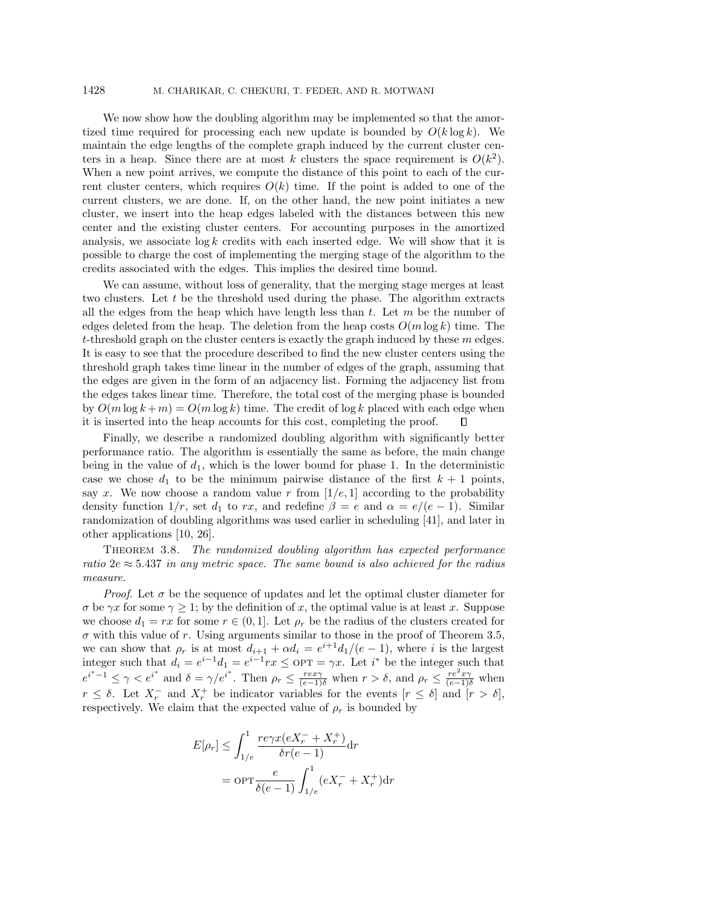We now show how the doubling algorithm may be implemented so that the amortized time required for processing each new update is bounded by $O(k \log k)$. We maintain the edge lengths of the complete graph induced by the current cluster centers in a heap. Since there are at most $k$ clusters the space requirement is $O(k^2)$. When a new point arrives, we compute the distance of this point to each of the current cluster centers, which requires $O(k)$ time. If the point is added to one of the current clusters, we are done. If, on the other hand, the new point initiates a new cluster, we insert into the heap edges labeled with the distances between this new center and the existing cluster centers. For accounting purposes in the amortized analysis, we associate $\log k$ credits with each inserted edge. We will show that it is possible to charge the cost of implementing the merging stage of the algorithm to the credits associated with the edges. This implies the desired time bound.

We can assume, without loss of generality, that the merging stage merges at least two clusters. Let $t$ be the threshold used during the phase. The algorithm extracts all the edges from the heap which have length less than $t$. Let $m$ be the number of edges deleted from the heap. The deletion from the heap costs $O(m \log k)$ time. The $t$-threshold graph on the cluster centers is exactly the graph induced by these $m$ edges. It is easy to see that the procedure described to find the new cluster centers using the threshold graph takes time linear in the number of edges of the graph, assuming that the edges are given in the form of an adjacency list. Forming the adjacency list from the edges takes linear time. Therefore, the total cost of the merging phase is bounded by $O(m \log k + m) = O(m \log k)$ time. The credit of $\log k$ placed with each edge when it is inserted into the heap accounts for this cost, completing the proof. ∎

Finally, we describe a randomized doubling algorithm with significantly better performance ratio. The algorithm is essentially the same as before, the main change being in the value of $d_1$, which is the lower bound for phase 1. In the deterministic case we chose $d_1$ to be the minimum pairwise distance of the first $k+1$ points, say $x$. We now choose a random value $r$ from $[1/e, 1]$ according to the probability density function $1/r$, set $d_1$ to $rx$, and redefine $\beta = e$ and $\alpha = e/(e-1)$. Similar randomization of doubling algorithms was used earlier in scheduling [41], and later in other applications [10, 26].

THEOREM 3.8. *The randomized doubling algorithm has expected performance ratio $2e \approx 5.437$ in any metric space. The same bound is also achieved for the radius measure.*

*Proof.* Let $\sigma$ be the sequence of updates and let the optimal cluster diameter for $\sigma$ be $\gamma x$ for some $\gamma \geq 1$; by the definition of $x$, the optimal value is at least $x$. Suppose we choose $d_1 = rx$ for some $r \in (0, 1]$. Let $\rho_r$ be the radius of the clusters created for $\sigma$ with this value of $r$. Using arguments similar to those in the proof of Theorem 3.5, we can show that $\rho_r$ is at most $d_{i+1} + \alpha d_i = e^{i+1} d_1/(e-1)$, where $i$ is the largest integer such that $d_i = e^{i-1} d_1 = e^{i-1} rx \leq \text{OPT} = \gamma x$. Let $i^*$ be the integer such that $e^{i^*-1} \leq \gamma < e^{i^*}$ and $\delta = \gamma / e^{i^*}$. Then $\rho_r \leq \frac{rex\gamma}{(e-1)\delta}$ when $r > \delta$, and $\rho_r \leq \frac{re^2 x\gamma}{(e-1)\delta}$ when $r \leq \delta$. Let $X_r^-$ and $X_r^+$ be indicator variables for the events $[r \leq \delta]$ and $[r > \delta]$, respectively. We claim that the expected value of $\rho_r$ is bounded by

$$
\begin{aligned}
E[\rho_r] &\leq \int_{1/e}^{1} \frac{re\gamma x(eX_r^- + X_r^+)}{\delta r(e-1)} \mathrm{d}r \\
&= \text{OPT} \frac{e}{\delta(e-1)} \int_{1/e}^{1} (eX_r^- + X_r^+) \mathrm{d}r
\end{aligned}
$$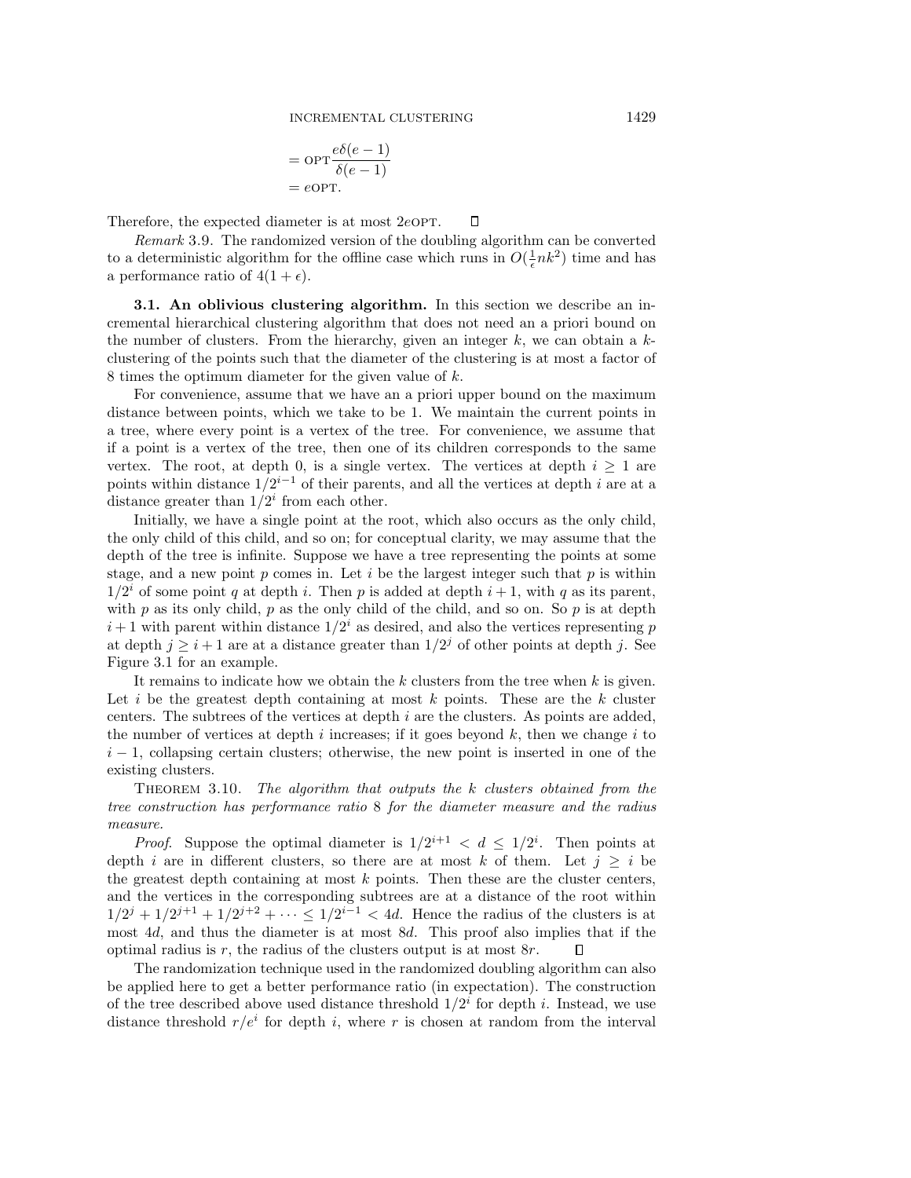$$= \text{OPT}\frac{e\delta(e-1)}{\delta(e-1)}$$
$$= e\text{OPT}.$$

Therefore, the expected diameter is at most $2e\text{OPT}$. ∎

*Remark* 3.9. The randomized version of the doubling algorithm can be converted to a deterministic algorithm for the offline case which runs in $O(\frac{1}{\epsilon}nk^2)$ time and has a performance ratio of $4(1+\epsilon)$.

### 3.1. An oblivious clustering algorithm.

In this section we describe an incremental hierarchical clustering algorithm that does not need an a priori bound on the number of clusters. From the hierarchy, given an integer $k$, we can obtain a $k$-clustering of the points such that the diameter of the clustering is at most a factor of 8 times the optimum diameter for the given value of $k$.

For convenience, assume that we have an a priori upper bound on the maximum distance between points, which we take to be 1. We maintain the current points in a tree, where every point is a vertex of the tree. For convenience, we assume that if a point is a vertex of the tree, then one of its children corresponds to the same vertex. The root, at depth 0, is a single vertex. The vertices at depth $i \geq 1$ are points within distance $1/2^{i-1}$ of their parents, and all the vertices at depth $i$ are at a distance greater than $1/2^i$ from each other.

Initially, we have a single point at the root, which also occurs as the only child, the only child of this child, and so on; for conceptual clarity, we may assume that the depth of the tree is infinite. Suppose we have a tree representing the points at some stage, and a new point $p$ comes in. Let $i$ be the largest integer such that $p$ is within $1/2^i$ of some point $q$ at depth $i$. Then $p$ is added at depth $i+1$, with $q$ as its parent, with $p$ as its only child, $p$ as the only child of the child, and so on. So $p$ is at depth $i+1$ with parent within distance $1/2^i$ as desired, and also the vertices representing $p$ at depth $j \geq i+1$ are at a distance greater than $1/2^j$ of other points at depth $j$. See Figure 3.1 for an example.

It remains to indicate how we obtain the $k$ clusters from the tree when $k$ is given. Let $i$ be the greatest depth containing at most $k$ points. These are the $k$ cluster centers. The subtrees of the vertices at depth $i$ are the clusters. As points are added, the number of vertices at depth $i$ increases; if it goes beyond $k$, then we change $i$ to $i-1$, collapsing certain clusters; otherwise, the new point is inserted in one of the existing clusters.

THEOREM 3.10. *The algorithm that outputs the $k$ clusters obtained from the tree construction has performance ratio 8 for the diameter measure and the radius measure.*

*Proof.* Suppose the optimal diameter is $1/2^{i+1} < d \leq 1/2^i$. Then points at depth $i$ are in different clusters, so there are at most $k$ of them. Let $j \geq i$ be the greatest depth containing at most $k$ points. Then these are the cluster centers, and the vertices in the corresponding subtrees are at a distance of the root within $1/2^j + 1/2^{j+1} + 1/2^{j+2} + \cdots \leq 1/2^{i-1} < 4d$. Hence the radius of the clusters is at most $4d$, and thus the diameter is at most $8d$. This proof also implies that if the optimal radius is $r$, the radius of the clusters output is at most $8r$. ∎

The randomization technique used in the randomized doubling algorithm can also be applied here to get a better performance ratio (in expectation). The construction of the tree described above used distance threshold $1/2^i$ for depth $i$. Instead, we use distance threshold $r/e^i$ for depth $i$, where $r$ is chosen at random from the interval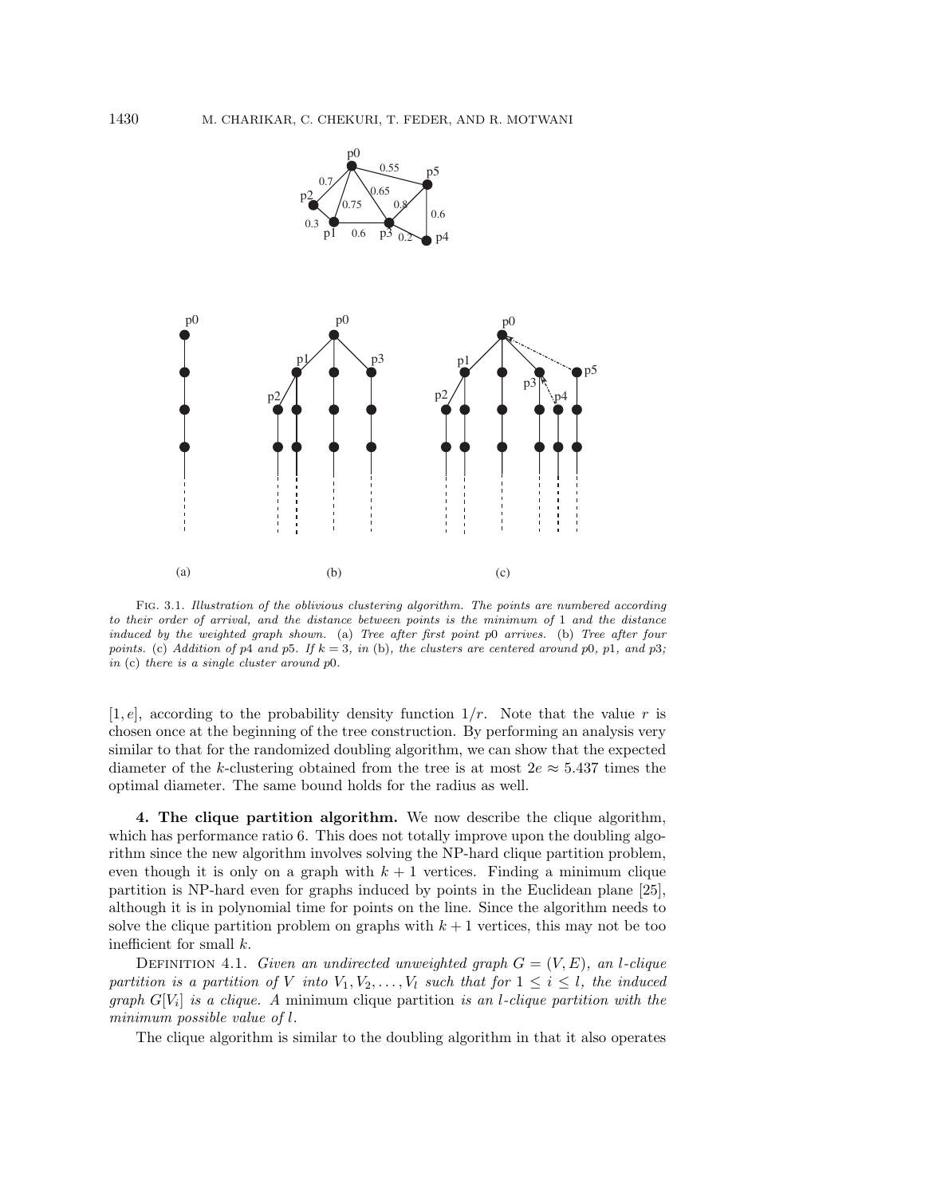p0
0.55
p5
0.7
p2
0.65
0.75
0.8
0.6
0.3
p1
0.6
p3
0.2
p4

p0

p0
p1
p3
p2

p0
p1
p5
p3
p4
p2

(a)
(b)
(c)

FIG. 3.1. *Illustration of the oblivious clustering algorithm. The points are numbered according to their order of arrival, and the distance between points is the minimum of* 1 *and the distance induced by the weighted graph shown.* (a) *Tree after first point* p0 *arrives.* (b) *Tree after four points.* (c) *Addition of* p4 *and* p5*. If* $k = 3$*, in* (b)*, the clusters are centered around* p0*,* p1*, and* p3*; in* (c) *there is a single cluster around* p0*.*

$[1, e]$, according to the probability density function $1/r$. Note that the value $r$ is chosen once at the beginning of the tree construction. By performing an analysis very similar to that for the randomized doubling algorithm, we can show that the expected diameter of the $k$-clustering obtained from the tree is at most $2e \approx 5.437$ times the optimal diameter. The same bound holds for the radius as well.

## 4. The clique partition algorithm.

We now describe the clique algorithm, which has performance ratio 6. This does not totally improve upon the doubling algorithm since the new algorithm involves solving the NP-hard clique partition problem, even though it is only on a graph with $k + 1$ vertices. Finding a minimum clique partition is NP-hard even for graphs induced by points in the Euclidean plane [25], although it is in polynomial time for points on the line. Since the algorithm needs to solve the clique partition problem on graphs with $k + 1$ vertices, this may not be too inefficient for small $k$.

DEFINITION 4.1. *Given an undirected unweighted graph* $G = (V, E)$*, an* $l$*-clique partition is a partition of* $V$ *into* $V_1, V_2, \ldots, V_l$ *such that for* $1 \leq i \leq l$*, the induced graph* $G[V_i]$ *is a clique. A* minimum clique partition *is an* $l$*-clique partition with the minimum possible value of* $l$*.*

The clique algorithm is similar to the doubling algorithm in that it also operates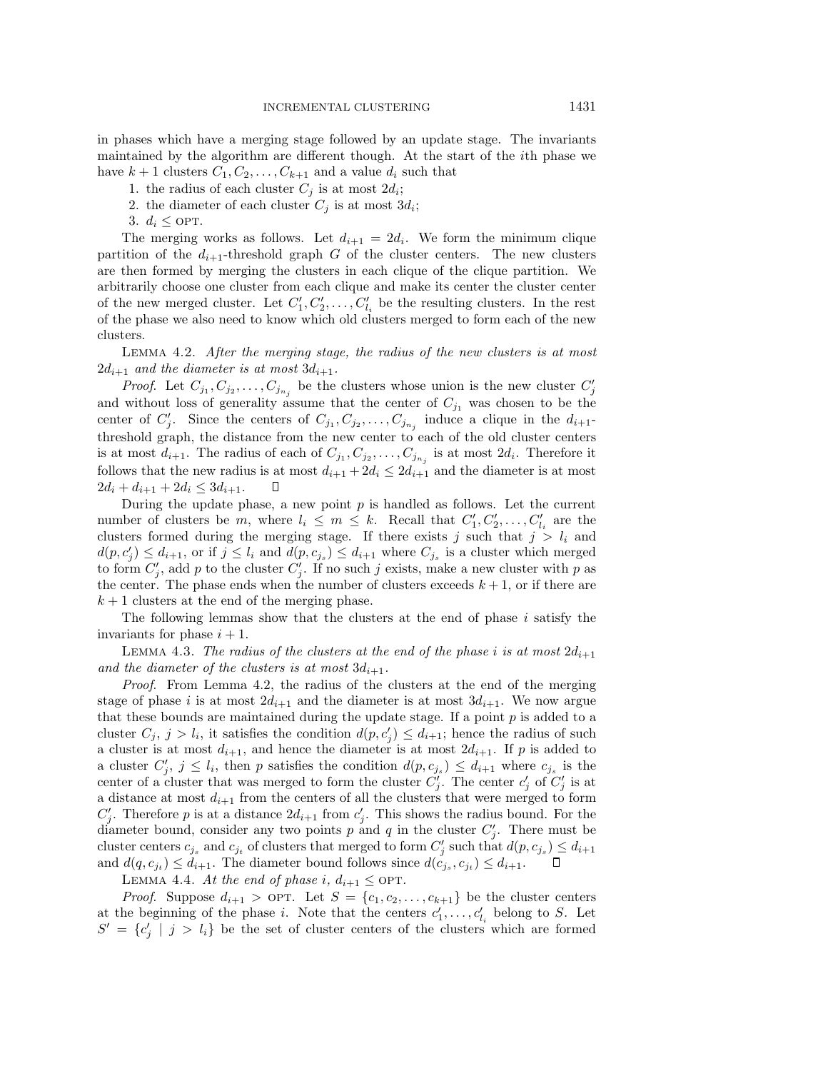in phases which have a merging stage followed by an update stage. The invariants maintained by the algorithm are different though. At the start of the $i$th phase we have $k+1$ clusters $C_1, C_2, \ldots, C_{k+1}$ and a value $d_i$ such that

1. the radius of each cluster $C_j$ is at most $2d_i$;
2. the diameter of each cluster $C_j$ is at most $3d_i$;
3. $d_i \leq$ OPT.

The merging works as follows. Let $d_{i+1} = 2d_i$. We form the minimum clique partition of the $d_{i+1}$-threshold graph $G$ of the cluster centers. The new clusters are then formed by merging the clusters in each clique of the clique partition. We arbitrarily choose one cluster from each clique and make its center the cluster center of the new merged cluster. Let $C'_1, C'_2, \ldots, C'_{l_i}$ be the resulting clusters. In the rest of the phase we also need to know which old clusters merged to form each of the new clusters.

LEMMA 4.2. *After the merging stage, the radius of the new clusters is at most $2d_{i+1}$ and the diameter is at most $3d_{i+1}$.*

*Proof.* Let $C_{j_1}, C_{j_2}, \ldots, C_{j_{n_j}}$ be the clusters whose union is the new cluster $C'_j$ and without loss of generality assume that the center of $C_{j_1}$ was chosen to be the center of $C'_j$. Since the centers of $C_{j_1}, C_{j_2}, \ldots, C_{j_{n_j}}$ induce a clique in the $d_{i+1}$-threshold graph, the distance from the new center to each of the old cluster centers is at most $d_{i+1}$. The radius of each of $C_{j_1}, C_{j_2}, \ldots, C_{j_{n_j}}$ is at most $2d_i$. Therefore it follows that the new radius is at most $d_{i+1} + 2d_i \leq 2d_{i+1}$ and the diameter is at most $2d_i + d_{i+1} + 2d_i \leq 3d_{i+1}$. $\square$

During the update phase, a new point $p$ is handled as follows. Let the current number of clusters be $m$, where $l_i \leq m \leq k$. Recall that $C'_1, C'_2, \ldots, C'_{l_i}$ are the clusters formed during the merging stage. If there exists $j$ such that $j > l_i$ and $d(p, c'_j) \leq d_{i+1}$, or if $j \leq l_i$ and $d(p, c_{j_s}) \leq d_{i+1}$ where $C_{j_s}$ is a cluster which merged to form $C'_j$, add $p$ to the cluster $C'_j$. If no such $j$ exists, make a new cluster with $p$ as the center. The phase ends when the number of clusters exceeds $k+1$, or if there are $k+1$ clusters at the end of the merging phase.

The following lemmas show that the clusters at the end of phase $i$ satisfy the invariants for phase $i+1$.

LEMMA 4.3. *The radius of the clusters at the end of the phase $i$ is at most $2d_{i+1}$ and the diameter of the clusters is at most $3d_{i+1}$.*

*Proof.* From Lemma 4.2, the radius of the clusters at the end of the merging stage of phase $i$ is at most $2d_{i+1}$ and the diameter is at most $3d_{i+1}$. We now argue that these bounds are maintained during the update stage. If a point $p$ is added to a cluster $C_j$, $j > l_i$, it satisfies the condition $d(p, c'_j) \leq d_{i+1}$; hence the radius of such a cluster is at most $d_{i+1}$, and hence the diameter is at most $2d_{i+1}$. If $p$ is added to a cluster $C'_j$, $j \leq l_i$, then $p$ satisfies the condition $d(p, c_{j_s}) \leq d_{i+1}$ where $c_{j_s}$ is the center of a cluster that was merged to form the cluster $C'_j$. The center $c'_j$ of $C'_j$ is at a distance at most $d_{i+1}$ from the centers of all the clusters that were merged to form $C'_j$. Therefore $p$ is at a distance $2d_{i+1}$ from $c'_j$. This shows the radius bound. For the diameter bound, consider any two points $p$ and $q$ in the cluster $C'_j$. There must be cluster centers $c_{j_s}$ and $c_{j_t}$ of clusters that merged to form $C'_j$ such that $d(p, c_{j_s}) \leq d_{i+1}$ and $d(q, c_{j_t}) \leq d_{i+1}$. The diameter bound follows since $d(c_{j_s}, c_{j_t}) \leq d_{i+1}$. $\square$

LEMMA 4.4. *At the end of phase $i$, $d_{i+1} \leq$ OPT.*

*Proof.* Suppose $d_{i+1} >$ OPT. Let $S = \{c_1, c_2, \ldots, c_{k+1}\}$ be the cluster centers at the beginning of the phase $i$. Note that the centers $c'_1, \ldots, c'_{l_i}$ belong to $S$. Let $S' = \{c'_j \mid j > l_i\}$ be the set of cluster centers of the clusters which are formed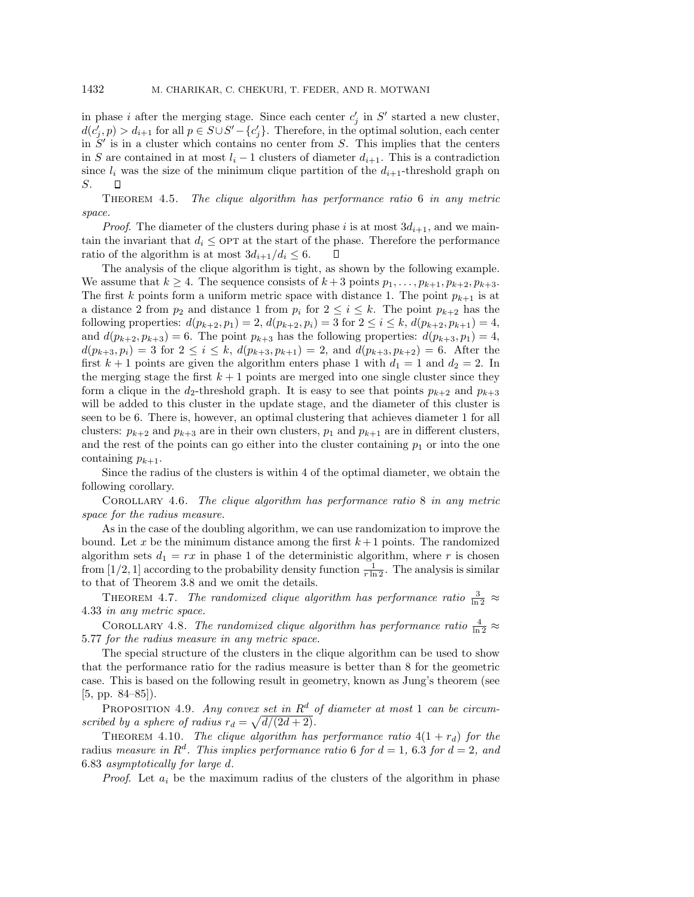in phase $i$ after the merging stage. Since each center $c'_j$ in $S'$ started a new cluster, $d(c'_j, p) > d_{i+1}$ for all $p \in S \cup S' - \{c'_j\}$. Therefore, in the optimal solution, each center in $S'$ is in a cluster which contains no center from $S$. This implies that the centers in $S$ are contained in at most $l_i - 1$ clusters of diameter $d_{i+1}$. This is a contradiction since $l_i$ was the size of the minimum clique partition of the $d_{i+1}$-threshold graph on $S$. ∎

THEOREM 4.5. *The clique algorithm has performance ratio* 6 *in any metric space.*

*Proof*. The diameter of the clusters during phase $i$ is at most $3d_{i+1}$, and we maintain the invariant that $d_i \leq \text{OPT}$ at the start of the phase. Therefore the performance ratio of the algorithm is at most $3d_{i+1}/d_i \leq 6$. ∎

The analysis of the clique algorithm is tight, as shown by the following example. We assume that $k \geq 4$. The sequence consists of $k+3$ points $p_1, \ldots, p_{k+1}, p_{k+2}, p_{k+3}$. The first $k$ points form a uniform metric space with distance 1. The point $p_{k+1}$ is at a distance 2 from $p_2$ and distance 1 from $p_i$ for $2 \leq i \leq k$. The point $p_{k+2}$ has the following properties: $d(p_{k+2}, p_1) = 2$, $d(p_{k+2}, p_i) = 3$ for $2 \leq i \leq k$, $d(p_{k+2}, p_{k+1}) = 4$, and $d(p_{k+2}, p_{k+3}) = 6$. The point $p_{k+3}$ has the following properties: $d(p_{k+3}, p_1) = 4$, $d(p_{k+3}, p_i) = 3$ for $2 \leq i \leq k$, $d(p_{k+3}, p_{k+1}) = 2$, and $d(p_{k+3}, p_{k+2}) = 6$. After the first $k+1$ points are given the algorithm enters phase 1 with $d_1 = 1$ and $d_2 = 2$. In the merging stage the first $k+1$ points are merged into one single cluster since they form a clique in the $d_2$-threshold graph. It is easy to see that points $p_{k+2}$ and $p_{k+3}$ will be added to this cluster in the update stage, and the diameter of this cluster is seen to be 6. There is, however, an optimal clustering that achieves diameter 1 for all clusters: $p_{k+2}$ and $p_{k+3}$ are in their own clusters, $p_1$ and $p_{k+1}$ are in different clusters, and the rest of the points can go either into the cluster containing $p_1$ or into the one containing $p_{k+1}$.

Since the radius of the clusters is within 4 of the optimal diameter, we obtain the following corollary.

COROLLARY 4.6. *The clique algorithm has performance ratio* 8 *in any metric space for the radius measure.*

As in the case of the doubling algorithm, we can use randomization to improve the bound. Let $x$ be the minimum distance among the first $k+1$ points. The randomized algorithm sets $d_1 = rx$ in phase 1 of the deterministic algorithm, where $r$ is chosen from $[1/2, 1]$ according to the probability density function $\frac{1}{r \ln 2}$. The analysis is similar to that of Theorem 3.8 and we omit the details.

THEOREM 4.7. *The randomized clique algorithm has performance ratio* $\frac{3}{\ln 2} \approx 4.33$ *in any metric space.*

COROLLARY 4.8. *The randomized clique algorithm has performance ratio* $\frac{4}{\ln 2} \approx 5.77$ *for the radius measure in any metric space.*

The special structure of the clusters in the clique algorithm can be used to show that the performance ratio for the radius measure is better than 8 for the geometric case. This is based on the following result in geometry, known as Jung's theorem (see [5, pp. 84–85]).

PROPOSITION 4.9. *Any convex set in* $R^d$ *of diameter at most* 1 *can be circumscribed by a sphere of radius* $r_d = \sqrt{d/(2d+2)}$.

THEOREM 4.10. *The clique algorithm has performance ratio* $4(1 + r_d)$ *for the radius measure in* $R^d$. *This implies performance ratio* 6 *for* $d = 1$, 6.3 *for* $d = 2$, *and* 6.83 *asymptotically for large* $d$.

*Proof*. Let $a_i$ be the maximum radius of the clusters of the algorithm in phase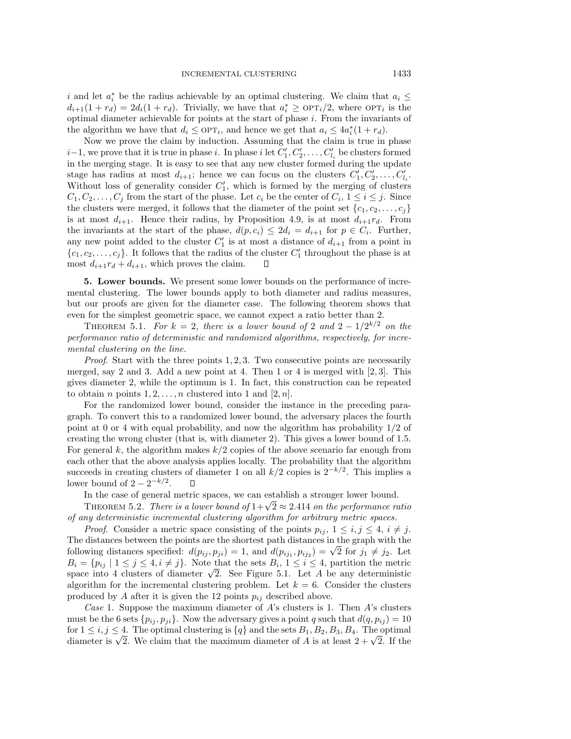$i$ and let $a_i^*$ be the radius achievable by an optimal clustering. We claim that $a_i \leq d_{i+1}(1 + r_d) = 2d_i(1 + r_d)$. Trivially, we have that $a_i^* \geq \text{OPT}_i/2$, where $\text{OPT}_i$ is the optimal diameter achievable for points at the start of phase $i$. From the invariants of the algorithm we have that $d_i \leq \text{OPT}_i$, and hence we get that $a_i \leq 4a_i^*(1 + r_d)$.

Now we prove the claim by induction. Assuming that the claim is true in phase $i-1$, we prove that it is true in phase $i$. In phase $i$ let $C_1', C_2', \ldots, C_{l_i}'$ be clusters formed in the merging stage. It is easy to see that any new cluster formed during the update stage has radius at most $d_{i+1}$; hence we can focus on the clusters $C_1', C_2', \ldots, C_{l_i}'$. Without loss of generality consider $C_1'$, which is formed by the merging of clusters $C_1, C_2, \ldots, C_j$ from the start of the phase. Let $c_i$ be the center of $C_i$, $1 \leq i \leq j$. Since the clusters were merged, it follows that the diameter of the point set $\{c_1, c_2, \ldots, c_j\}$ is at most $d_{i+1}$. Hence their radius, by Proposition 4.9, is at most $d_{i+1}r_d$. From the invariants at the start of the phase, $d(p, c_i) \leq 2d_i = d_{i+1}$ for $p \in C_i$. Further, any new point added to the cluster $C_1'$ is at most a distance of $d_{i+1}$ from a point in $\{c_1, c_2, \ldots, c_j\}$. It follows that the radius of the cluster $C_1'$ throughout the phase is at most $d_{i+1}r_d + d_{i+1}$, which proves the claim. ∎

## 5. Lower bounds.

We present some lower bounds on the performance of incremental clustering. The lower bounds apply to both diameter and radius measures, but our proofs are given for the diameter case. The following theorem shows that even for the simplest geometric space, we cannot expect a ratio better than 2.

THEOREM 5.1. *For $k = 2$, there is a lower bound of 2 and $2 - 1/2^{k/2}$ on the performance ratio of deterministic and randomized algorithms, respectively, for incremental clustering on the line.*

*Proof.* Start with the three points $1, 2, 3$. Two consecutive points are necessarily merged, say 2 and 3. Add a new point at 4. Then 1 or 4 is merged with $[2, 3]$. This gives diameter 2, while the optimum is 1. In fact, this construction can be repeated to obtain $n$ points $1, 2, \ldots, n$ clustered into 1 and $[2, n]$.

For the randomized lower bound, consider the instance in the preceding paragraph. To convert this to a randomized lower bound, the adversary places the fourth point at 0 or 4 with equal probability, and now the algorithm has probability 1/2 of creating the wrong cluster (that is, with diameter 2). This gives a lower bound of 1.5. For general $k$, the algorithm makes $k/2$ copies of the above scenario far enough from each other that the above analysis applies locally. The probability that the algorithm succeeds in creating clusters of diameter 1 on all $k/2$ copies is $2^{-k/2}$. This implies a lower bound of $2 - 2^{-k/2}$. ∎

In the case of general metric spaces, we can establish a stronger lower bound.

THEOREM 5.2. *There is a lower bound of $1+\sqrt{2} \approx 2.414$ on the performance ratio of any deterministic incremental clustering algorithm for arbitrary metric spaces.*

*Proof.* Consider a metric space consisting of the points $p_{ij}$, $1 \leq i, j \leq 4$, $i \neq j$. The distances between the points are the shortest path distances in the graph with the following distances specified: $d(p_{ij}, p_{ji}) = 1$, and $d(p_{ij_1}, p_{ij_2}) = \sqrt{2}$ for $j_1 \neq j_2$. Let $B_i = \{p_{ij} \mid 1 \leq j \leq 4, i \neq j\}$. Note that the sets $B_i$, $1 \leq i \leq 4$, partition the metric space into 4 clusters of diameter $\sqrt{2}$. See Figure 5.1. Let $A$ be any deterministic algorithm for the incremental clustering problem. Let $k = 6$. Consider the clusters produced by $A$ after it is given the 12 points $p_{ij}$ described above.

*Case* 1. Suppose the maximum diameter of $A$'s clusters is 1. Then $A$'s clusters must be the 6 sets $\{p_{ij}, p_{ji}\}$. Now the adversary gives a point $q$ such that $d(q, p_{ij}) = 10$ for $1 \leq i, j \leq 4$. The optimal clustering is $\{q\}$ and the sets $B_1, B_2, B_3, B_4$. The optimal diameter is $\sqrt{2}$. We claim that the maximum diameter of $A$ is at least $2 + \sqrt{2}$. If the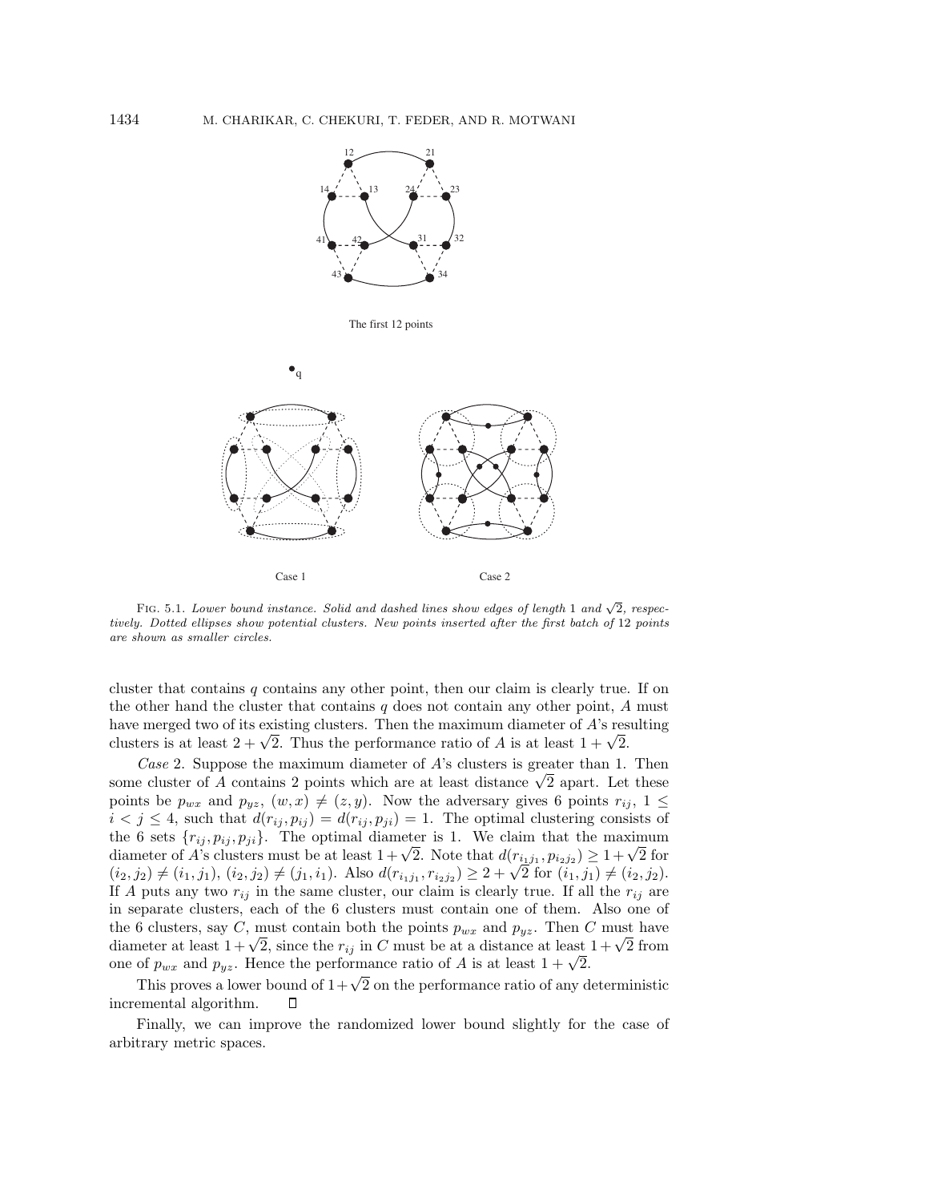12 21 14 13 24 23 41 42 31 32 43 34

The first 12 points

q

Case 1

Case 2

FIG. 5.1. *Lower bound instance. Solid and dashed lines show edges of length* 1 *and* $\sqrt{2}$*, respectively. Dotted ellipses show potential clusters. New points inserted after the first batch of* 12 *points are shown as smaller circles.*

cluster that contains $q$ contains any other point, then our claim is clearly true. If on the other hand the cluster that contains $q$ does not contain any other point, $A$ must have merged two of its existing clusters. Then the maximum diameter of $A$'s resulting clusters is at least $2 + \sqrt{2}$. Thus the performance ratio of $A$ is at least $1 + \sqrt{2}$.

*Case* 2. Suppose the maximum diameter of $A$'s clusters is greater than 1. Then some cluster of $A$ contains 2 points which are at least distance $\sqrt{2}$ apart. Let these points be $p_{wx}$ and $p_{yz}$, $(w, x) \neq (z, y)$. Now the adversary gives 6 points $r_{ij}$, $1 \leq i < j \leq 4$, such that $d(r_{ij}, p_{ij}) = d(r_{ij}, p_{ji}) = 1$. The optimal clustering consists of the 6 sets $\{r_{ij}, p_{ij}, p_{ji}\}$. The optimal diameter is 1. We claim that the maximum diameter of $A$'s clusters must be at least $1+\sqrt{2}$. Note that $d(r_{i_1j_1}, p_{i_2j_2}) \geq 1+\sqrt{2}$ for $(i_2, j_2) \neq (i_1, j_1)$, $(i_2, j_2) \neq (j_1, i_1)$. Also $d(r_{i_1j_1}, r_{i_2j_2}) \geq 2 + \sqrt{2}$ for $(i_1, j_1) \neq (i_2, j_2)$. If $A$ puts any two $r_{ij}$ in the same cluster, our claim is clearly true. If all the $r_{ij}$ are in separate clusters, each of the 6 clusters must contain one of them. Also one of the 6 clusters, say $C$, must contain both the points $p_{wx}$ and $p_{yz}$. Then $C$ must have diameter at least $1+\sqrt{2}$, since the $r_{ij}$ in $C$ must be at a distance at least $1+\sqrt{2}$ from one of $p_{wx}$ and $p_{yz}$. Hence the performance ratio of $A$ is at least $1 + \sqrt{2}$.

This proves a lower bound of $1+\sqrt{2}$ on the performance ratio of any deterministic incremental algorithm. $\square$

Finally, we can improve the randomized lower bound slightly for the case of arbitrary metric spaces.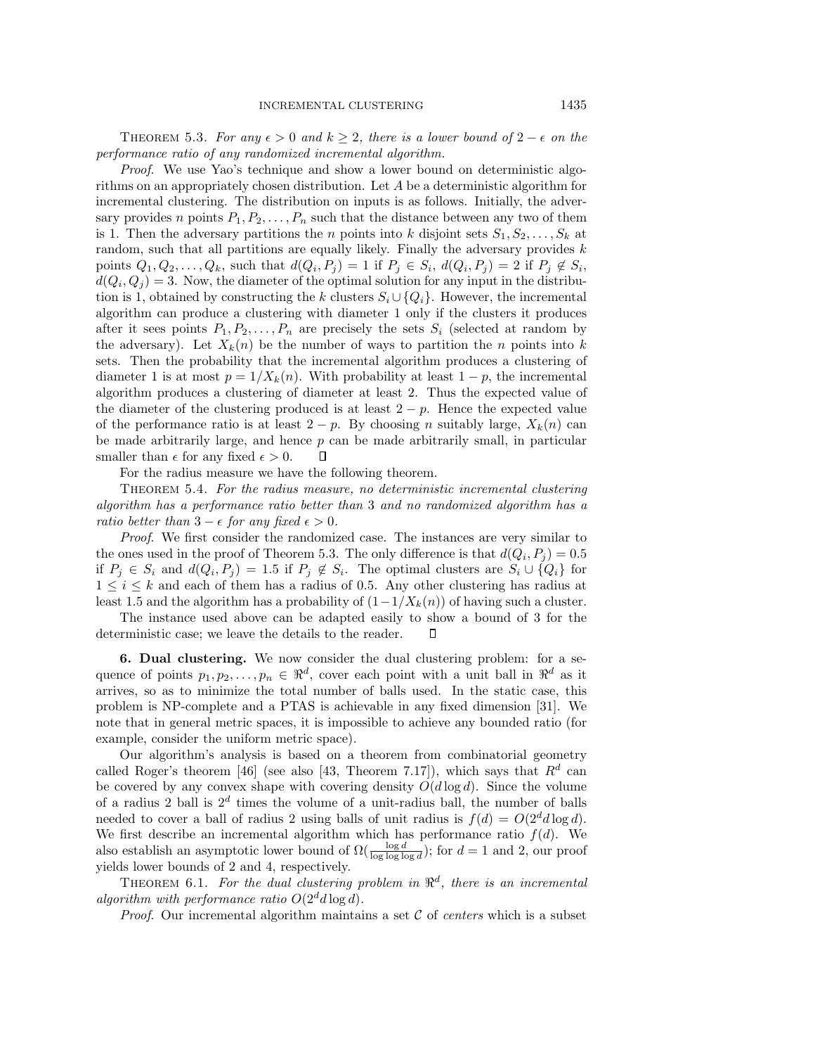THEOREM 5.3. *For any $\epsilon > 0$ and $k \geq 2$, there is a lower bound of $2 - \epsilon$ on the performance ratio of any randomized incremental algorithm.*

*Proof*. We use Yao's technique and show a lower bound on deterministic algorithms on an appropriately chosen distribution. Let $A$ be a deterministic algorithm for incremental clustering. The distribution on inputs is as follows. Initially, the adversary provides $n$ points $P_1, P_2, \ldots, P_n$ such that the distance between any two of them is 1. Then the adversary partitions the $n$ points into $k$ disjoint sets $S_1, S_2, \ldots, S_k$ at random, such that all partitions are equally likely. Finally the adversary provides $k$ points $Q_1, Q_2, \ldots, Q_k$, such that $d(Q_i, P_j) = 1$ if $P_j \in S_i$, $d(Q_i, P_j) = 2$ if $P_j \notin S_i$, $d(Q_i, Q_j) = 3$. Now, the diameter of the optimal solution for any input in the distribution is 1, obtained by constructing the $k$ clusters $S_i \cup \{Q_i\}$. However, the incremental algorithm can produce a clustering with diameter 1 only if the clusters it produces after it sees points $P_1, P_2, \ldots, P_n$ are precisely the sets $S_i$ (selected at random by the adversary). Let $X_k(n)$ be the number of ways to partition the $n$ points into $k$ sets. Then the probability that the incremental algorithm produces a clustering of diameter 1 is at most $p = 1/X_k(n)$. With probability at least $1 - p$, the incremental algorithm produces a clustering of diameter at least 2. Thus the expected value of the diameter of the clustering produced is at least $2 - p$. Hence the expected value of the performance ratio is at least $2 - p$. By choosing $n$ suitably large, $X_k(n)$ can be made arbitrarily large, and hence $p$ can be made arbitrarily small, in particular smaller than $\epsilon$ for any fixed $\epsilon > 0$. ∎

For the radius measure we have the following theorem.

THEOREM 5.4. *For the radius measure, no deterministic incremental clustering algorithm has a performance ratio better than 3 and no randomized algorithm has a ratio better than $3 - \epsilon$ for any fixed $\epsilon > 0$.*

*Proof*. We first consider the randomized case. The instances are very similar to the ones used in the proof of Theorem 5.3. The only difference is that $d(Q_i, P_j) = 0.5$ if $P_j \in S_i$ and $d(Q_i, P_j) = 1.5$ if $P_j \notin S_i$. The optimal clusters are $S_i \cup \{Q_i\}$ for $1 \leq i \leq k$ and each of them has a radius of 0.5. Any other clustering has radius at least 1.5 and the algorithm has a probability of $(1 - 1/X_k(n))$ of having such a cluster.

The instance used above can be adapted easily to show a bound of 3 for the deterministic case; we leave the details to the reader. ∎

**6. Dual clustering.** We now consider the dual clustering problem: for a sequence of points $p_1, p_2, \ldots, p_n \in \Re^d$, cover each point with a unit ball in $\Re^d$ as it arrives, so as to minimize the total number of balls used. In the static case, this problem is NP-complete and a PTAS is achievable in any fixed dimension [31]. We note that in general metric spaces, it is impossible to achieve any bounded ratio (for example, consider the uniform metric space).

Our algorithm's analysis is based on a theorem from combinatorial geometry called Roger's theorem [46] (see also [43, Theorem 7.17]), which says that $R^d$ can be covered by any convex shape with covering density $O(d \log d)$. Since the volume of a radius 2 ball is $2^d$ times the volume of a unit-radius ball, the number of balls needed to cover a ball of radius 2 using balls of unit radius is $f(d) = O(2^d d \log d)$. We first describe an incremental algorithm which has performance ratio $f(d)$. We also establish an asymptotic lower bound of $\Omega(\frac{\log d}{\log \log \log d})$; for $d = 1$ and 2, our proof yields lower bounds of 2 and 4, respectively.

THEOREM 6.1. *For the dual clustering problem in $\Re^d$, there is an incremental algorithm with performance ratio $O(2^d d \log d)$.*

*Proof*. Our incremental algorithm maintains a set $\mathcal{C}$ of *centers* which is a subset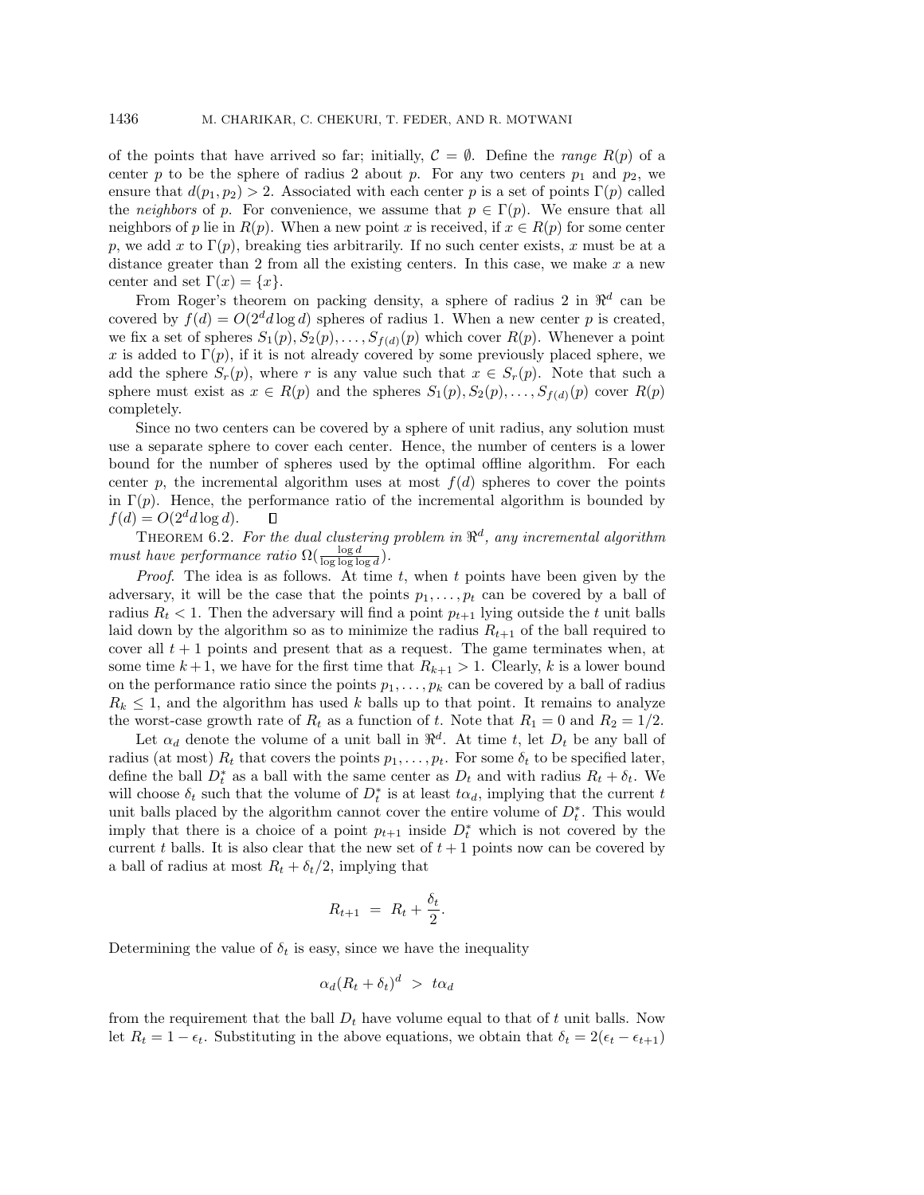of the points that have arrived so far; initially, $\mathcal{C} = \emptyset$. Define the *range* $R(p)$ of a center $p$ to be the sphere of radius 2 about $p$. For any two centers $p_1$ and $p_2$, we ensure that $d(p_1, p_2) > 2$. Associated with each center $p$ is a set of points $\Gamma(p)$ called the *neighbors* of $p$. For convenience, we assume that $p \in \Gamma(p)$. We ensure that all neighbors of $p$ lie in $R(p)$. When a new point $x$ is received, if $x \in R(p)$ for some center $p$, we add $x$ to $\Gamma(p)$, breaking ties arbitrarily. If no such center exists, $x$ must be at a distance greater than 2 from all the existing centers. In this case, we make $x$ a new center and set $\Gamma(x) = \{x\}$.

From Roger's theorem on packing density, a sphere of radius 2 in $\Re^d$ can be covered by $f(d) = O(2^d d \log d)$ spheres of radius 1. When a new center $p$ is created, we fix a set of spheres $S_1(p), S_2(p), \ldots, S_{f(d)}(p)$ which cover $R(p)$. Whenever a point $x$ is added to $\Gamma(p)$, if it is not already covered by some previously placed sphere, we add the sphere $S_r(p)$, where $r$ is any value such that $x \in S_r(p)$. Note that such a sphere must exist as $x \in R(p)$ and the spheres $S_1(p), S_2(p), \ldots, S_{f(d)}(p)$ cover $R(p)$ completely.

Since no two centers can be covered by a sphere of unit radius, any solution must use a separate sphere to cover each center. Hence, the number of centers is a lower bound for the number of spheres used by the optimal offline algorithm. For each center $p$, the incremental algorithm uses at most $f(d)$ spheres to cover the points in $\Gamma(p)$. Hence, the performance ratio of the incremental algorithm is bounded by $f(d) = O(2^d d \log d)$. □

THEOREM 6.2. *For the dual clustering problem in $\Re^d$, any incremental algorithm must have performance ratio $\Omega(\frac{\log d}{\log \log \log d})$.*

*Proof.* The idea is as follows. At time $t$, when $t$ points have been given by the adversary, it will be the case that the points $p_1, \ldots, p_t$ can be covered by a ball of radius $R_t < 1$. Then the adversary will find a point $p_{t+1}$ lying outside the $t$ unit balls laid down by the algorithm so as to minimize the radius $R_{t+1}$ of the ball required to cover all $t+1$ points and present that as a request. The game terminates when, at some time $k+1$, we have for the first time that $R_{k+1} > 1$. Clearly, $k$ is a lower bound on the performance ratio since the points $p_1, \ldots, p_k$ can be covered by a ball of radius $R_k \leq 1$, and the algorithm has used $k$ balls up to that point. It remains to analyze the worst-case growth rate of $R_t$ as a function of $t$. Note that $R_1 = 0$ and $R_2 = 1/2$.

Let $\alpha_d$ denote the volume of a unit ball in $\Re^d$. At time $t$, let $D_t$ be any ball of radius (at most) $R_t$ that covers the points $p_1, \ldots, p_t$. For some $\delta_t$ to be specified later, define the ball $D_t^*$ as a ball with the same center as $D_t$ and with radius $R_t + \delta_t$. We will choose $\delta_t$ such that the volume of $D_t^*$ is at least $t\alpha_d$, implying that the current $t$ unit balls placed by the algorithm cannot cover the entire volume of $D_t^*$. This would imply that there is a choice of a point $p_{t+1}$ inside $D_t^*$ which is not covered by the current $t$ balls. It is also clear that the new set of $t+1$ points now can be covered by a ball of radius at most $R_t + \delta_t/2$, implying that

$$R_{t+1} \;=\; R_t + \frac{\delta_t}{2}.$$

Determining the value of $\delta_t$ is easy, since we have the inequality

$$\alpha_d (R_t + \delta_t)^d \;>\; t\alpha_d$$

from the requirement that the ball $D_t$ have volume equal to that of $t$ unit balls. Now let $R_t = 1 - \epsilon_t$. Substituting in the above equations, we obtain that $\delta_t = 2(\epsilon_t - \epsilon_{t+1})$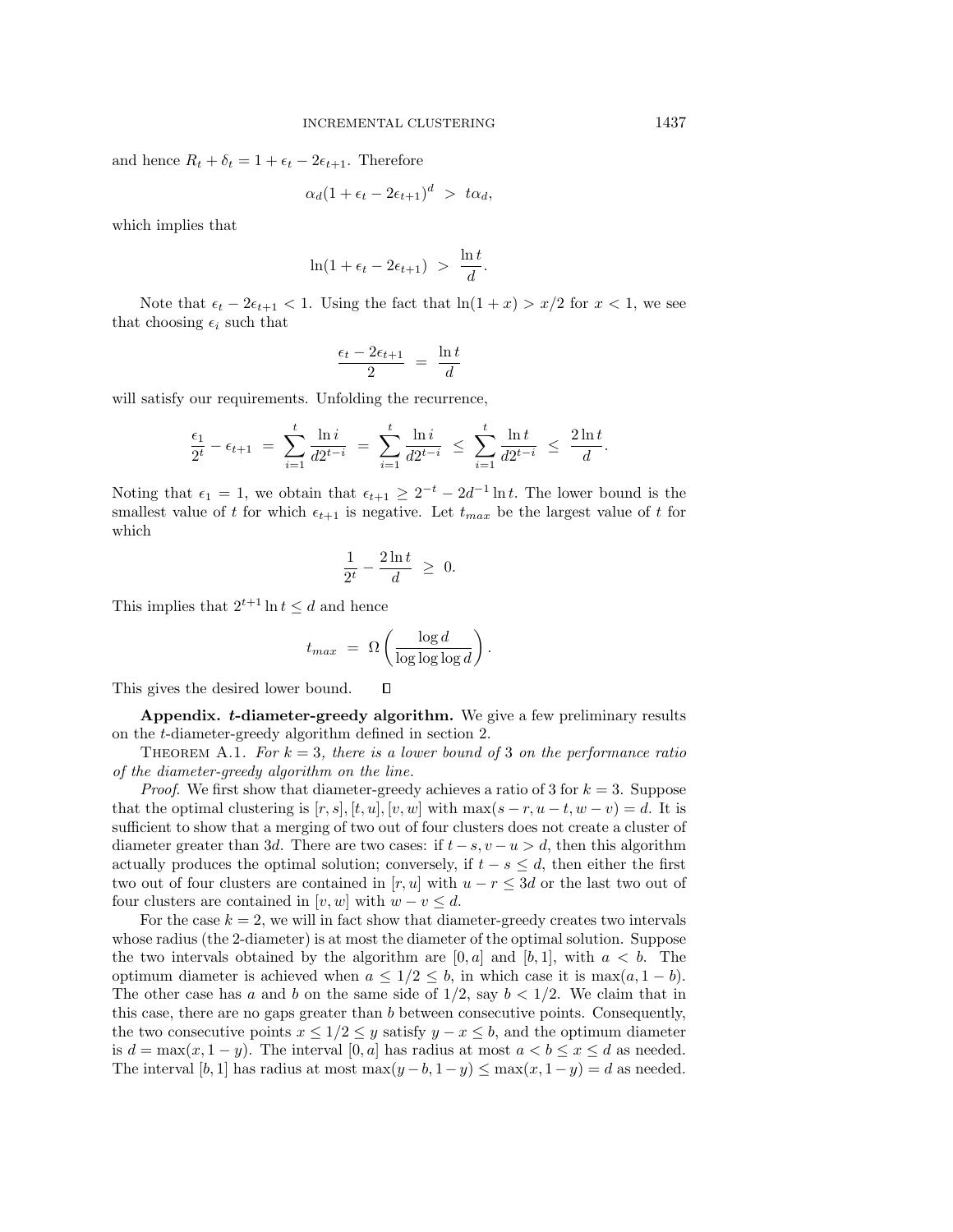and hence $R_t + \delta_t = 1 + \epsilon_t - 2\epsilon_{t+1}$. Therefore

$$\alpha_d(1 + \epsilon_t - 2\epsilon_{t+1})^d \; > \; t\alpha_d,$$

which implies that

$$\ln(1 + \epsilon_t - 2\epsilon_{t+1}) \; > \; \frac{\ln t}{d}.$$

Note that $\epsilon_t - 2\epsilon_{t+1} < 1$. Using the fact that $\ln(1+x) > x/2$ for $x < 1$, we see that choosing $\epsilon_i$ such that

$$\frac{\epsilon_t - 2\epsilon_{t+1}}{2} \; = \; \frac{\ln t}{d}$$

will satisfy our requirements. Unfolding the recurrence,

$$\frac{\epsilon_1}{2^t} - \epsilon_{t+1} \; = \; \sum_{i=1}^{t} \frac{\ln i}{d2^{t-i}} \; = \; \sum_{i=1}^{t} \frac{\ln i}{d2^{t-i}} \; \leq \; \sum_{i=1}^{t} \frac{\ln t}{d2^{t-i}} \; \leq \; \frac{2\ln t}{d}.$$

Noting that $\epsilon_1 = 1$, we obtain that $\epsilon_{t+1} \geq 2^{-t} - 2d^{-1}\ln t$. The lower bound is the smallest value of $t$ for which $\epsilon_{t+1}$ is negative. Let $t_{max}$ be the largest value of $t$ for which

$$\frac{1}{2^t} - \frac{2\ln t}{d} \; \geq \; 0.$$

This implies that $2^{t+1}\ln t \leq d$ and hence

$$t_{max} \; = \; \Omega\left(\frac{\log d}{\log\log\log d}\right).$$

This gives the desired lower bound. ∎

**Appendix. *t*-diameter-greedy algorithm.** We give a few preliminary results on the $t$-diameter-greedy algorithm defined in section 2.

THEOREM A.1. *For $k = 3$, there is a lower bound of 3 on the performance ratio of the diameter-greedy algorithm on the line.*

*Proof.* We first show that diameter-greedy achieves a ratio of 3 for $k = 3$. Suppose that the optimal clustering is $[r, s], [t, u], [v, w]$ with $\max(s - r, u - t, w - v) = d$. It is sufficient to show that a merging of two out of four clusters does not create a cluster of diameter greater than $3d$. There are two cases: if $t - s, v - u > d$, then this algorithm actually produces the optimal solution; conversely, if $t - s \leq d$, then either the first two out of four clusters are contained in $[r, u]$ with $u - r \leq 3d$ or the last two out of four clusters are contained in $[v, w]$ with $w - v \leq d$.

For the case $k = 2$, we will in fact show that diameter-greedy creates two intervals whose radius (the 2-diameter) is at most the diameter of the optimal solution. Suppose the two intervals obtained by the algorithm are $[0, a]$ and $[b, 1]$, with $a < b$. The optimum diameter is achieved when $a \leq 1/2 \leq b$, in which case it is $\max(a, 1 - b)$. The other case has $a$ and $b$ on the same side of $1/2$, say $b < 1/2$. We claim that in this case, there are no gaps greater than $b$ between consecutive points. Consequently, the two consecutive points $x \leq 1/2 \leq y$ satisfy $y - x \leq b$, and the optimum diameter is $d = \max(x, 1 - y)$. The interval $[0, a]$ has radius at most $a < b \leq x \leq d$ as needed. The interval $[b, 1]$ has radius at most $\max(y - b, 1 - y) \leq \max(x, 1 - y) = d$ as needed.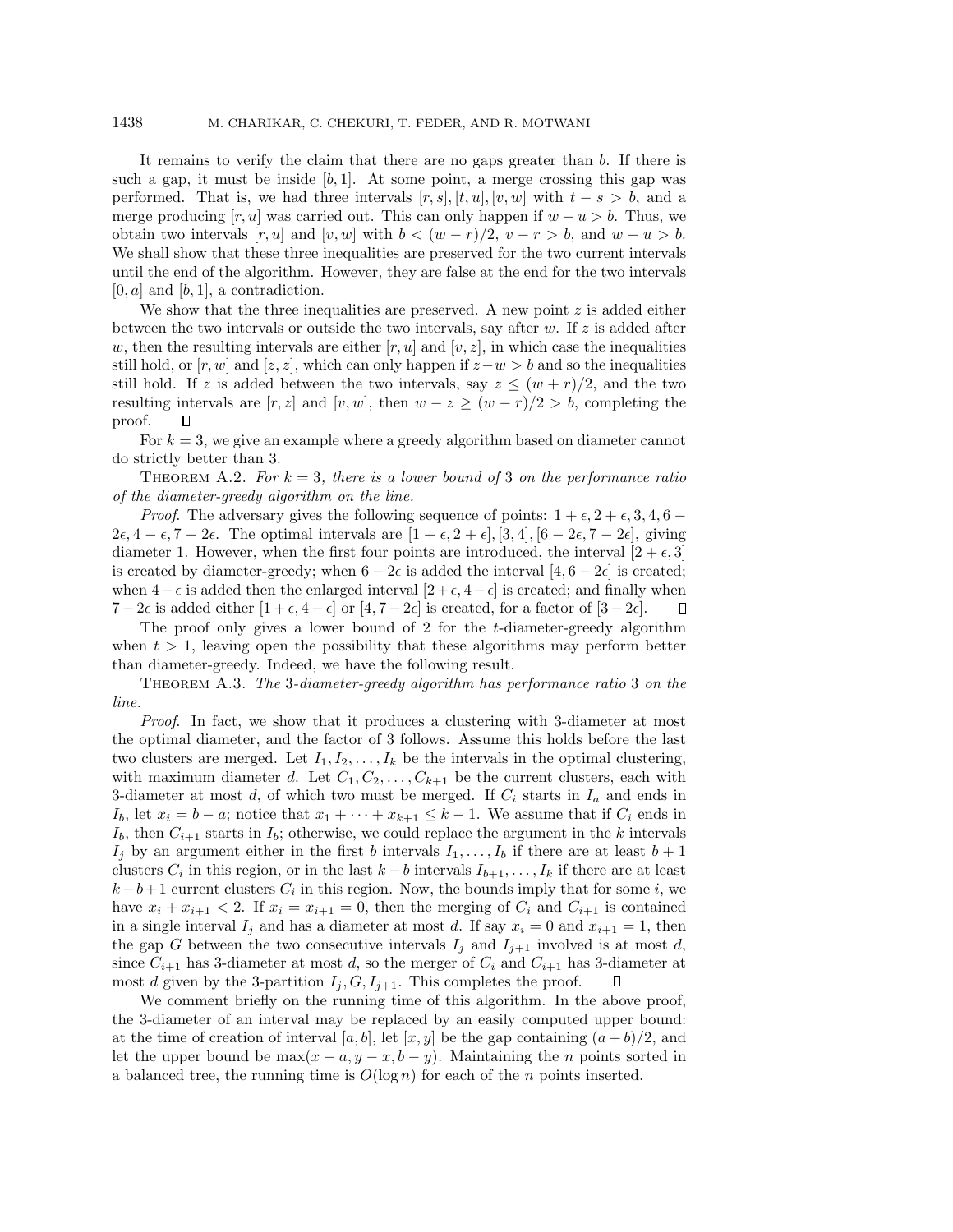It remains to verify the claim that there are no gaps greater than $b$. If there is such a gap, it must be inside $[b, 1]$. At some point, a merge crossing this gap was performed. That is, we had three intervals $[r, s], [t, u], [v, w]$ with $t - s > b$, and a merge producing $[r, u]$ was carried out. This can only happen if $w - u > b$. Thus, we obtain two intervals $[r, u]$ and $[v, w]$ with $b < (w - r)/2$, $v - r > b$, and $w - u > b$. We shall show that these three inequalities are preserved for the two current intervals until the end of the algorithm. However, they are false at the end for the two intervals $[0, a]$ and $[b, 1]$, a contradiction.

We show that the three inequalities are preserved. A new point $z$ is added either between the two intervals or outside the two intervals, say after $w$. If $z$ is added after $w$, then the resulting intervals are either $[r, u]$ and $[v, z]$, in which case the inequalities still hold, or $[r, w]$ and $[z, z]$, which can only happen if $z - w > b$ and so the inequalities still hold. If $z$ is added between the two intervals, say $z \leq (w + r)/2$, and the two resulting intervals are $[r, z]$ and $[v, w]$, then $w - z \geq (w - r)/2 > b$, completing the proof. ∎

For $k = 3$, we give an example where a greedy algorithm based on diameter cannot do strictly better than 3.

Theorem A.2. *For $k = 3$, there is a lower bound of 3 on the performance ratio of the diameter-greedy algorithm on the line.*

*Proof.* The adversary gives the following sequence of points: $1 + \epsilon, 2 + \epsilon, 3, 4, 6 - 2\epsilon, 4 - \epsilon, 7 - 2\epsilon$. The optimal intervals are $[1 + \epsilon, 2 + \epsilon], [3, 4], [6 - 2\epsilon, 7 - 2\epsilon]$, giving diameter 1. However, when the first four points are introduced, the interval $[2 + \epsilon, 3]$ is created by diameter-greedy; when $6 - 2\epsilon$ is added the interval $[4, 6 - 2\epsilon]$ is created; when $4 - \epsilon$ is added then the enlarged interval $[2 + \epsilon, 4 - \epsilon]$ is created; and finally when $7 - 2\epsilon$ is added either $[1 + \epsilon, 4 - \epsilon]$ or $[4, 7 - 2\epsilon]$ is created, for a factor of $[3 - 2\epsilon]$. ∎

The proof only gives a lower bound of 2 for the $t$-diameter-greedy algorithm when $t > 1$, leaving open the possibility that these algorithms may perform better than diameter-greedy. Indeed, we have the following result.

Theorem A.3. *The 3-diameter-greedy algorithm has performance ratio 3 on the line.*

*Proof.* In fact, we show that it produces a clustering with 3-diameter at most the optimal diameter, and the factor of 3 follows. Assume this holds before the last two clusters are merged. Let $I_1, I_2, \ldots, I_k$ be the intervals in the optimal clustering, with maximum diameter $d$. Let $C_1, C_2, \ldots, C_{k+1}$ be the current clusters, each with 3-diameter at most $d$, of which two must be merged. If $C_i$ starts in $I_a$ and ends in $I_b$, let $x_i = b - a$; notice that $x_1 + \cdots + x_{k+1} \leq k - 1$. We assume that if $C_i$ ends in $I_b$, then $C_{i+1}$ starts in $I_b$; otherwise, we could replace the argument in the $k$ intervals $I_j$ by an argument either in the first $b$ intervals $I_1, \ldots, I_b$ if there are at least $b + 1$ clusters $C_i$ in this region, or in the last $k - b$ intervals $I_{b+1}, \ldots, I_k$ if there are at least $k - b + 1$ current clusters $C_i$ in this region. Now, the bounds imply that for some $i$, we have $x_i + x_{i+1} < 2$. If $x_i = x_{i+1} = 0$, then the merging of $C_i$ and $C_{i+1}$ is contained in a single interval $I_j$ and has a diameter at most $d$. If say $x_i = 0$ and $x_{i+1} = 1$, then the gap $G$ between the two consecutive intervals $I_j$ and $I_{j+1}$ involved is at most $d$, since $C_{i+1}$ has 3-diameter at most $d$, so the merger of $C_i$ and $C_{i+1}$ has 3-diameter at most $d$ given by the 3-partition $I_j, G, I_{j+1}$. This completes the proof. ∎

We comment briefly on the running time of this algorithm. In the above proof, the 3-diameter of an interval may be replaced by an easily computed upper bound: at the time of creation of interval $[a, b]$, let $[x, y]$ be the gap containing $(a + b)/2$, and let the upper bound be $\max(x - a, y - x, b - y)$. Maintaining the $n$ points sorted in a balanced tree, the running time is $O(\log n)$ for each of the $n$ points inserted.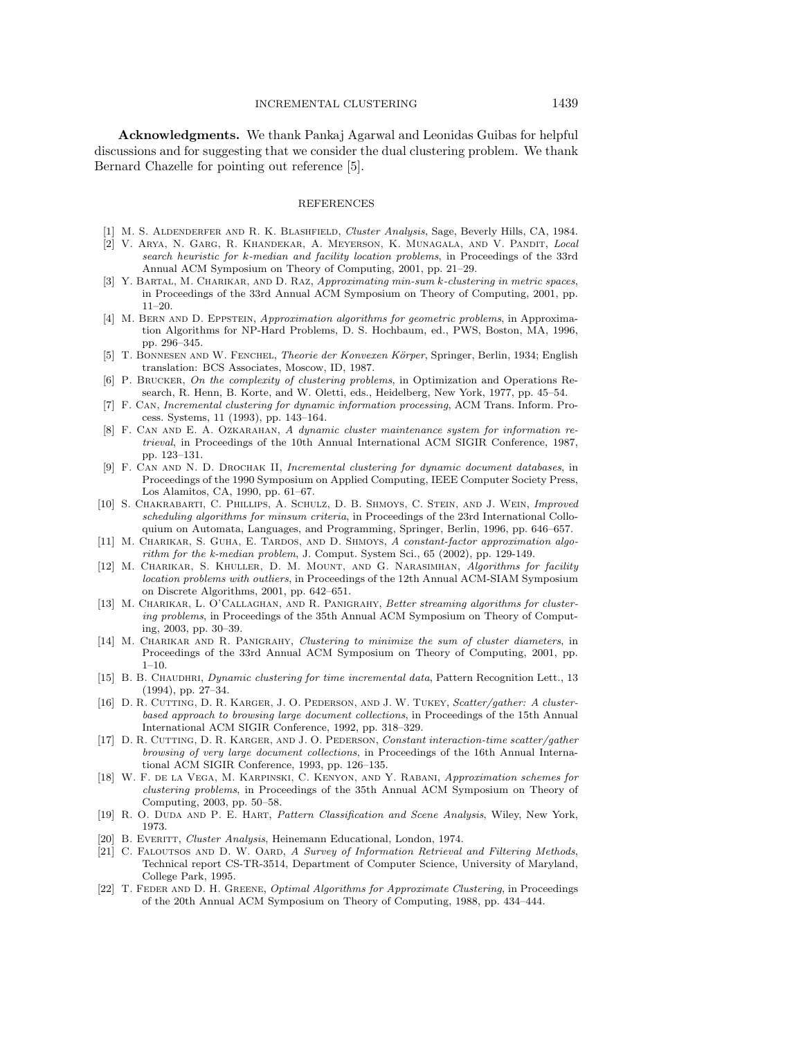**Acknowledgments.** We thank Pankaj Agarwal and Leonidas Guibas for helpful discussions and for suggesting that we consider the dual clustering problem. We thank Bernard Chazelle for pointing out reference [5].

## REFERENCES

[1] M. S. Aldenderfer and R. K. Blashfield, *Cluster Analysis*, Sage, Beverly Hills, CA, 1984.

[2] V. Arya, N. Garg, R. Khandekar, A. Meyerson, K. Munagala, and V. Pandit, *Local search heuristic for k-median and facility location problems*, in Proceedings of the 33rd Annual ACM Symposium on Theory of Computing, 2001, pp. 21–29.

[3] Y. Bartal, M. Charikar, and D. Raz, *Approximating min-sum k-clustering in metric spaces*, in Proceedings of the 33rd Annual ACM Symposium on Theory of Computing, 2001, pp. 11–20.

[4] M. Bern and D. Eppstein, *Approximation algorithms for geometric problems*, in Approximation Algorithms for NP-Hard Problems, D. S. Hochbaum, ed., PWS, Boston, MA, 1996, pp. 296–345.

[5] T. Bonnesen and W. Fenchel, *Theorie der Konvexen Körper*, Springer, Berlin, 1934; English translation: BCS Associates, Moscow, ID, 1987.

[6] P. Brucker, *On the complexity of clustering problems*, in Optimization and Operations Research, R. Henn, B. Korte, and W. Oletti, eds., Heidelberg, New York, 1977, pp. 45–54.

[7] F. Can, *Incremental clustering for dynamic information processing*, ACM Trans. Inform. Process. Systems, 11 (1993), pp. 143–164.

[8] F. Can and E. A. Ozkarahan, *A dynamic cluster maintenance system for information retrieval*, in Proceedings of the 10th Annual International ACM SIGIR Conference, 1987, pp. 123–131.

[9] F. Can and N. D. Drochak II, *Incremental clustering for dynamic document databases*, in Proceedings of the 1990 Symposium on Applied Computing, IEEE Computer Society Press, Los Alamitos, CA, 1990, pp. 61–67.

[10] S. Chakrabarti, C. Phillips, A. Schulz, D. B. Shmoys, C. Stein, and J. Wein, *Improved scheduling algorithms for minsum criteria*, in Proceedings of the 23rd International Colloquium on Automata, Languages, and Programming, Springer, Berlin, 1996, pp. 646–657.

[11] M. Charikar, S. Guha, E. Tardos, and D. Shmoys, *A constant-factor approximation algorithm for the k-median problem*, J. Comput. System Sci., 65 (2002), pp. 129-149.

[12] M. Charikar, S. Khuller, D. M. Mount, and G. Narasimhan, *Algorithms for facility location problems with outliers*, in Proceedings of the 12th Annual ACM-SIAM Symposium on Discrete Algorithms, 2001, pp. 642–651.

[13] M. Charikar, L. O'Callaghan, and R. Panigrahy, *Better streaming algorithms for clustering problems*, in Proceedings of the 35th Annual ACM Symposium on Theory of Computing, 2003, pp. 30–39.

[14] M. Charikar and R. Panigrahy, *Clustering to minimize the sum of cluster diameters*, in Proceedings of the 33rd Annual ACM Symposium on Theory of Computing, 2001, pp. 1–10.

[15] B. B. Chaudhri, *Dynamic clustering for time incremental data*, Pattern Recognition Lett., 13 (1994), pp. 27–34.

[16] D. R. Cutting, D. R. Karger, J. O. Pederson, and J. W. Tukey, *Scatter/gather: A cluster-based approach to browsing large document collections*, in Proceedings of the 15th Annual International ACM SIGIR Conference, 1992, pp. 318–329.

[17] D. R. Cutting, D. R. Karger, and J. O. Pederson, *Constant interaction-time scatter/gather browsing of very large document collections*, in Proceedings of the 16th Annual International ACM SIGIR Conference, 1993, pp. 126–135.

[18] W. F. de la Vega, M. Karpinski, C. Kenyon, and Y. Rabani, *Approximation schemes for clustering problems*, in Proceedings of the 35th Annual ACM Symposium on Theory of Computing, 2003, pp. 50–58.

[19] R. O. Duda and P. E. Hart, *Pattern Classification and Scene Analysis*, Wiley, New York, 1973.

[20] B. Everitt, *Cluster Analysis*, Heinemann Educational, London, 1974.

[21] C. Faloutsos and D. W. Oard, *A Survey of Information Retrieval and Filtering Methods*, Technical report CS-TR-3514, Department of Computer Science, University of Maryland, College Park, 1995.

[22] T. Feder and D. H. Greene, *Optimal Algorithms for Approximate Clustering*, in Proceedings of the 20th Annual ACM Symposium on Theory of Computing, 1988, pp. 434–444.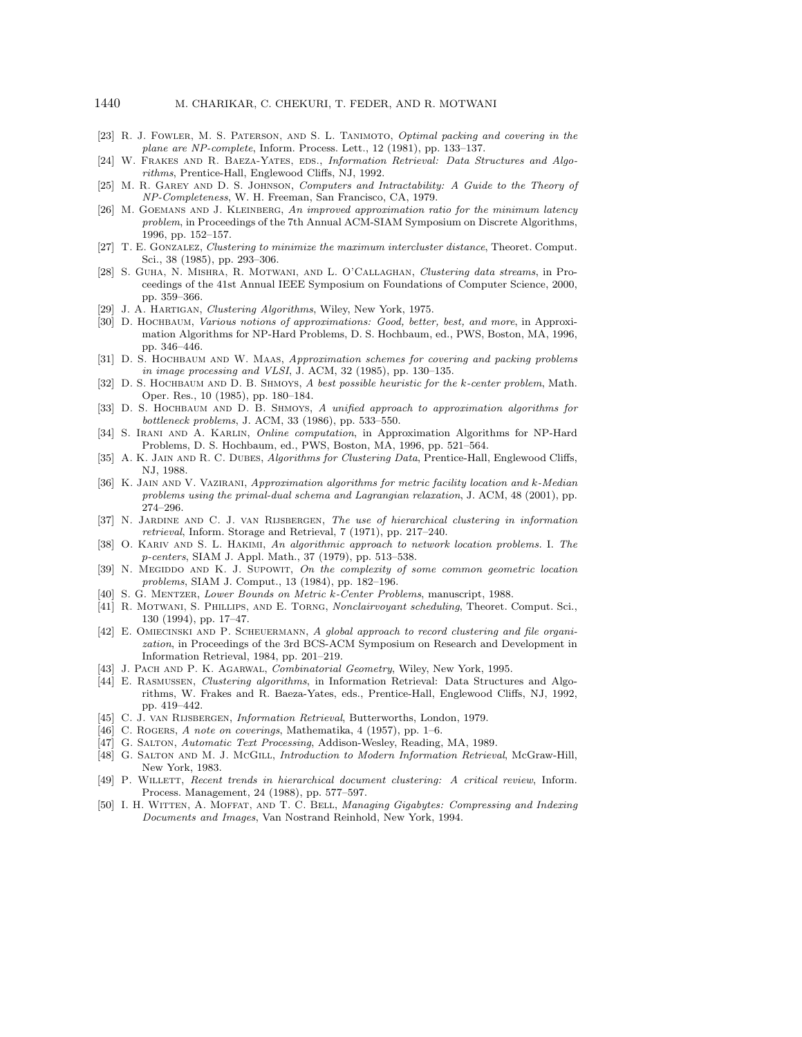[23] R. J. Fowler, M. S. Paterson, and S. L. Tanimoto, *Optimal packing and covering in the plane are NP-complete*, Inform. Process. Lett., 12 (1981), pp. 133–137.

[24] W. Frakes and R. Baeza-Yates, eds., *Information Retrieval: Data Structures and Algorithms*, Prentice-Hall, Englewood Cliffs, NJ, 1992.

[25] M. R. Garey and D. S. Johnson, *Computers and Intractability: A Guide to the Theory of NP-Completeness*, W. H. Freeman, San Francisco, CA, 1979.

[26] M. Goemans and J. Kleinberg, *An improved approximation ratio for the minimum latency problem*, in Proceedings of the 7th Annual ACM-SIAM Symposium on Discrete Algorithms, 1996, pp. 152–157.

[27] T. E. Gonzalez, *Clustering to minimize the maximum intercluster distance*, Theoret. Comput. Sci., 38 (1985), pp. 293–306.

[28] S. Guha, N. Mishra, R. Motwani, and L. O'Callaghan, *Clustering data streams*, in Proceedings of the 41st Annual IEEE Symposium on Foundations of Computer Science, 2000, pp. 359–366.

[29] J. A. Hartigan, *Clustering Algorithms*, Wiley, New York, 1975.

[30] D. Hochbaum, *Various notions of approximations: Good, better, best, and more*, in Approximation Algorithms for NP-Hard Problems, D. S. Hochbaum, ed., PWS, Boston, MA, 1996, pp. 346–446.

[31] D. S. Hochbaum and W. Maas, *Approximation schemes for covering and packing problems in image processing and VLSI*, J. ACM, 32 (1985), pp. 130–135.

[32] D. S. Hochbaum and D. B. Shmoys, *A best possible heuristic for the k-center problem*, Math. Oper. Res., 10 (1985), pp. 180–184.

[33] D. S. Hochbaum and D. B. Shmoys, *A unified approach to approximation algorithms for bottleneck problems*, J. ACM, 33 (1986), pp. 533–550.

[34] S. Irani and A. Karlin, *Online computation*, in Approximation Algorithms for NP-Hard Problems, D. S. Hochbaum, ed., PWS, Boston, MA, 1996, pp. 521–564.

[35] A. K. Jain and R. C. Dubes, *Algorithms for Clustering Data*, Prentice-Hall, Englewood Cliffs, NJ, 1988.

[36] K. Jain and V. Vazirani, *Approximation algorithms for metric facility location and k-Median problems using the primal-dual schema and Lagrangian relaxation*, J. ACM, 48 (2001), pp. 274–296.

[37] N. Jardine and C. J. van Rijsbergen, *The use of hierarchical clustering in information retrieval*, Inform. Storage and Retrieval, 7 (1971), pp. 217–240.

[38] O. Kariv and S. L. Hakimi, *An algorithmic approach to network location problems. I. The p-centers*, SIAM J. Appl. Math., 37 (1979), pp. 513–538.

[39] N. Megiddo and K. J. Supowit, *On the complexity of some common geometric location problems*, SIAM J. Comput., 13 (1984), pp. 182–196.

[40] S. G. Mentzer, *Lower Bounds on Metric k-Center Problems*, manuscript, 1988.

[41] R. Motwani, S. Phillips, and E. Torng, *Nonclairvoyant scheduling*, Theoret. Comput. Sci., 130 (1994), pp. 17–47.

[42] E. Omiecinski and P. Scheuermann, *A global approach to record clustering and file organization*, in Proceedings of the 3rd BCS-ACM Symposium on Research and Development in Information Retrieval, 1984, pp. 201–219.

[43] J. Pach and P. K. Agarwal, *Combinatorial Geometry*, Wiley, New York, 1995.

[44] E. Rasmussen, *Clustering algorithms*, in Information Retrieval: Data Structures and Algorithms, W. Frakes and R. Baeza-Yates, eds., Prentice-Hall, Englewood Cliffs, NJ, 1992, pp. 419–442.

[45] C. J. van Rijsbergen, *Information Retrieval*, Butterworths, London, 1979.

[46] C. Rogers, *A note on coverings*, Mathematika, 4 (1957), pp. 1–6.

[47] G. Salton, *Automatic Text Processing*, Addison-Wesley, Reading, MA, 1989.

[48] G. Salton and M. J. McGill, *Introduction to Modern Information Retrieval*, McGraw-Hill, New York, 1983.

[49] P. Willett, *Recent trends in hierarchical document clustering: A critical review*, Inform. Process. Management, 24 (1988), pp. 577–597.

[50] I. H. Witten, A. Moffat, and T. C. Bell, *Managing Gigabytes: Compressing and Indexing Documents and Images*, Van Nostrand Reinhold, New York, 1994.